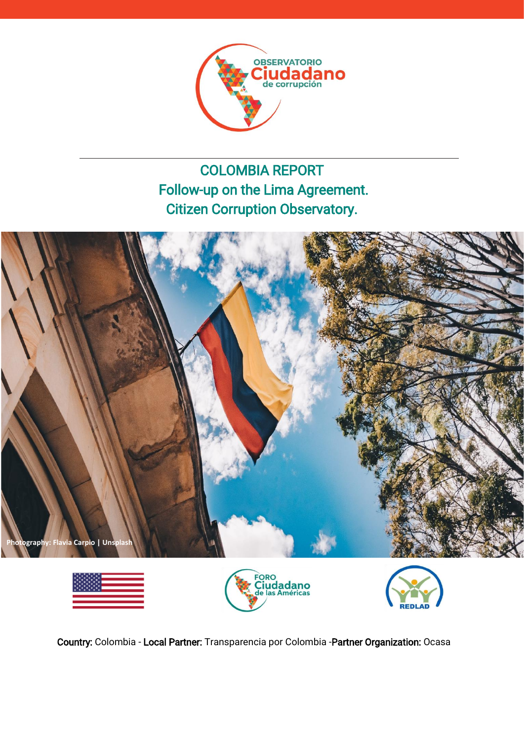OBSERVATORIO Ciudadano de corrupción

# COLOMBIA REPORT
## Follow-up on the Lima Agreement.
## Citizen Corruption Observatory.

Photography: Flavia Carpio | Unsplash

FORO Ciudadano de las Américas

REDLAD

**Country:** Colombia - **Local Partner:** Transparencia por Colombia -**Partner Organization:** Ocasa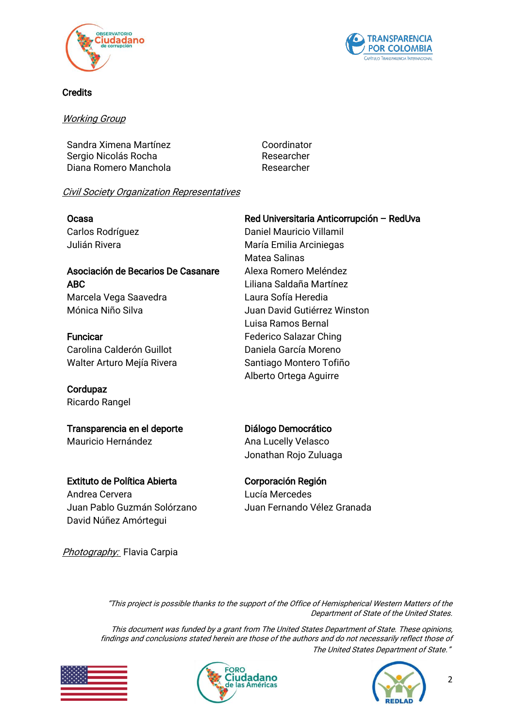## Credits

*Working Group*

| | |
|---|---|
| Sandra Ximena Martínez | Coordinator |
| Sergio Nicolás Rocha | Researcher |
| Diana Romero Manchola | Researcher |

*Civil Society Organization Representatives*

**Ocasa**
Carlos Rodríguez
Julián Rivera

**Asociación de Becarios De Casanare ABC**
Marcela Vega Saavedra
Mónica Niño Silva

**Funcicar**
Carolina Calderón Guillot
Walter Arturo Mejía Rivera

**Cordupaz**
Ricardo Rangel

**Red Universitaria Anticorrupción – RedUva**
Daniel Mauricio Villamil
María Emilia Arciniegas
Matea Salinas
Alexa Romero Meléndez
Liliana Saldaña Martínez
Laura Sofía Heredia
Juan David Gutiérrez Winston
Luisa Ramos Bernal
Federico Salazar Ching
Daniela García Moreno
Santiago Montero Tofiño
Alberto Ortega Aguirre

**Transparencia en el deporte**
Mauricio Hernández

**Diálogo Democrático**
Ana Lucelly Velasco
Jonathan Rojo Zuluaga

**Extituto de Política Abierta**
Andrea Cervera
Juan Pablo Guzmán Solórzano
David Núñez Amórtegui

**Corporación Región**
Lucía Mercedes
Juan Fernando Vélez Granada

*Photography:* Flavia Carpia

*"This project is possible thanks to the support of the Office of Hemispherical Western Matters of the Department of State of the United States.*

*This document was funded by a grant from The United States Department of State. These opinions, findings and conclusions stated herein are those of the authors and do not necessarily reflect those of The United States Department of State."*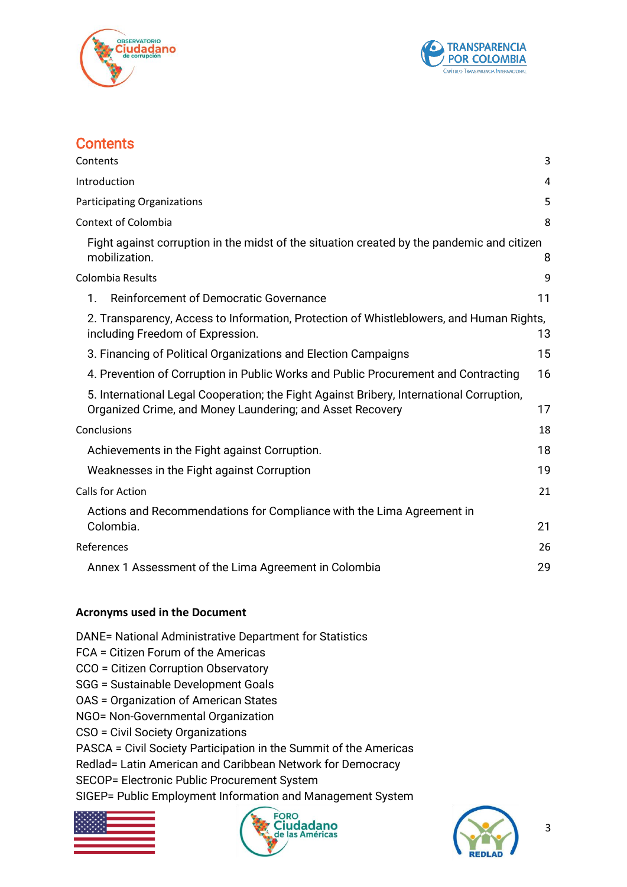## Contents

| | |
|---|---|
| Contents | 3 |
| Introduction | 4 |
| Participating Organizations | 5 |
| Context of Colombia | 8 |
| Fight against corruption in the midst of the situation created by the pandemic and citizen mobilization. | 8 |
| Colombia Results | 9 |
| 1. Reinforcement of Democratic Governance | 11 |
| 2. Transparency, Access to Information, Protection of Whistleblowers, and Human Rights, including Freedom of Expression. | 13 |
| 3. Financing of Political Organizations and Election Campaigns | 15 |
| 4. Prevention of Corruption in Public Works and Public Procurement and Contracting | 16 |
| 5. International Legal Cooperation; the Fight Against Bribery, International Corruption, Organized Crime, and Money Laundering; and Asset Recovery | 17 |
| Conclusions | 18 |
| Achievements in the Fight against Corruption. | 18 |
| Weaknesses in the Fight against Corruption | 19 |
| Calls for Action | 21 |
| Actions and Recommendations for Compliance with the Lima Agreement in Colombia. | 21 |
| References | 26 |
| Annex 1 Assessment of the Lima Agreement in Colombia | 29 |

**Acronyms used in the Document**

DANE= National Administrative Department for Statistics
FCA = Citizen Forum of the Americas
CCO = Citizen Corruption Observatory
SGG = Sustainable Development Goals
OAS = Organization of American States
NGO= Non-Governmental Organization
CSO = Civil Society Organizations
PASCA = Civil Society Participation in the Summit of the Americas
Redlad= Latin American and Caribbean Network for Democracy
SECOP= Electronic Public Procurement System
SIGEP= Public Employment Information and Management System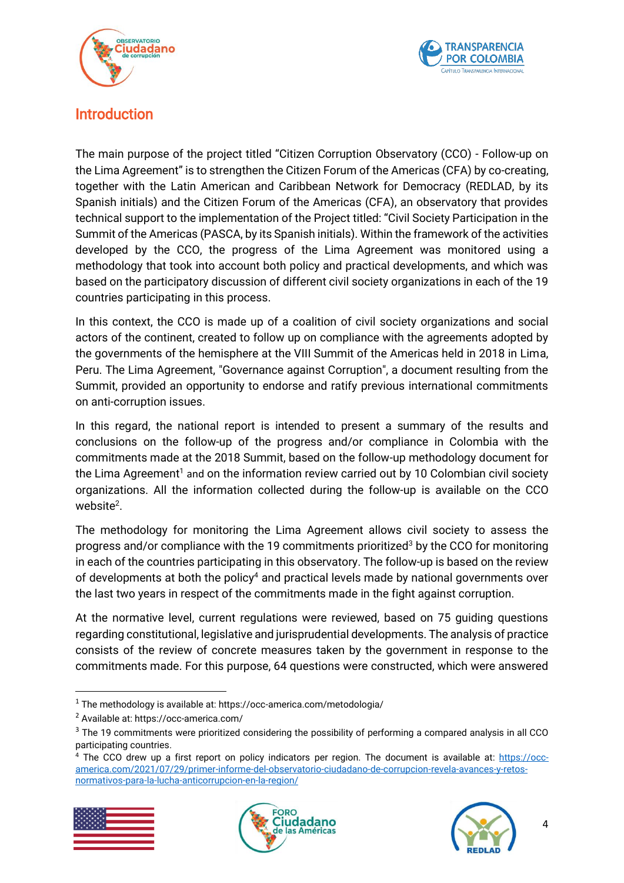## Introduction

The main purpose of the project titled "Citizen Corruption Observatory (CCO) - Follow-up on the Lima Agreement" is to strengthen the Citizen Forum of the Americas (CFA) by co-creating, together with the Latin American and Caribbean Network for Democracy (REDLAD, by its Spanish initials) and the Citizen Forum of the Americas (CFA), an observatory that provides technical support to the implementation of the Project titled: "Civil Society Participation in the Summit of the Americas (PASCA, by its Spanish initials). Within the framework of the activities developed by the CCO, the progress of the Lima Agreement was monitored using a methodology that took into account both policy and practical developments, and which was based on the participatory discussion of different civil society organizations in each of the 19 countries participating in this process.

In this context, the CCO is made up of a coalition of civil society organizations and social actors of the continent, created to follow up on compliance with the agreements adopted by the governments of the hemisphere at the VIII Summit of the Americas held in 2018 in Lima, Peru. The Lima Agreement, "Governance against Corruption", a document resulting from the Summit, provided an opportunity to endorse and ratify previous international commitments on anti-corruption issues.

In this regard, the national report is intended to present a summary of the results and conclusions on the follow-up of the progress and/or compliance in Colombia with the commitments made at the 2018 Summit, based on the follow-up methodology document for the Lima Agreement[1] and on the information review carried out by 10 Colombian civil society organizations. All the information collected during the follow-up is available on the CCO website[2].

The methodology for monitoring the Lima Agreement allows civil society to assess the progress and/or compliance with the 19 commitments prioritized[3] by the CCO for monitoring in each of the countries participating in this observatory. The follow-up is based on the review of developments at both the policy[4] and practical levels made by national governments over the last two years in respect of the commitments made in the fight against corruption.

At the normative level, current regulations were reviewed, based on 75 guiding questions regarding constitutional, legislative and jurisprudential developments. The analysis of practice consists of the review of concrete measures taken by the government in response to the commitments made. For this purpose, 64 questions were constructed, which were answered

---

[1] The methodology is available at: https://occ-america.com/metodologia/

[2] Available at: https://occ-america.com/

[3] The 19 commitments were prioritized considering the possibility of performing a compared analysis in all CCO participating countries.

[4] The CCO drew up a first report on policy indicators per region. The document is available at: https://occ-america.com/2021/07/29/primer-informe-del-observatorio-ciudadano-de-corrupcion-revela-avances-y-retos-normativos-para-la-lucha-anticorrupcion-en-la-region/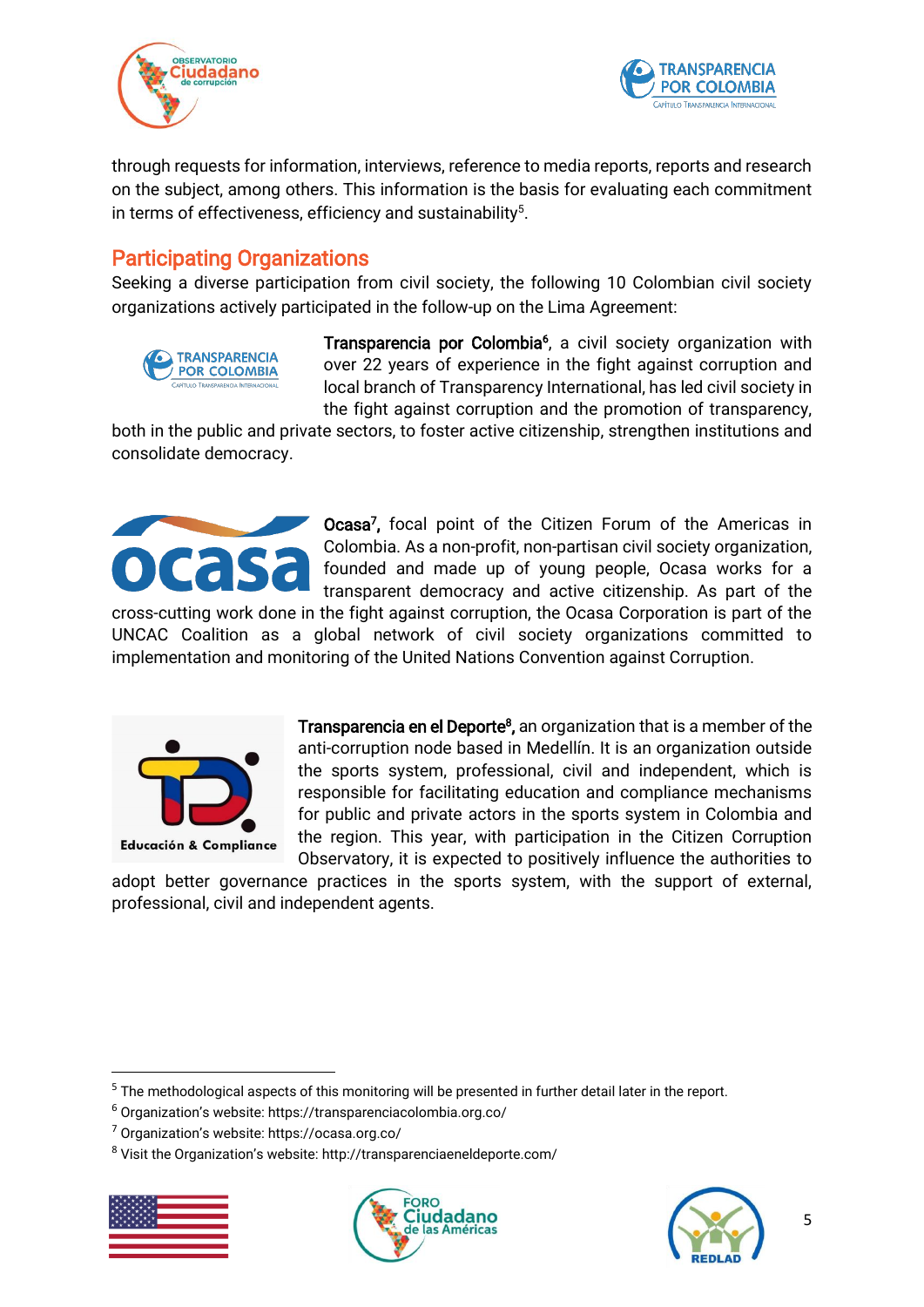through requests for information, interviews, reference to media reports, reports and research on the subject, among others. This information is the basis for evaluating each commitment in terms of effectiveness, efficiency and sustainability[5].

## Participating Organizations

Seeking a diverse participation from civil society, the following 10 Colombian civil society organizations actively participated in the follow-up on the Lima Agreement:

**Transparencia por Colombia**[6], a civil society organization with over 22 years of experience in the fight against corruption and local branch of Transparency International, has led civil society in the fight against corruption and the promotion of transparency, both in the public and private sectors, to foster active citizenship, strengthen institutions and consolidate democracy.

**Ocasa**[7]**,** focal point of the Citizen Forum of the Americas in Colombia. As a non-profit, non-partisan civil society organization, founded and made up of young people, Ocasa works for a transparent democracy and active citizenship. As part of the cross-cutting work done in the fight against corruption, the Ocasa Corporation is part of the UNCAC Coalition as a global network of civil society organizations committed to implementation and monitoring of the United Nations Convention against Corruption.

**Transparencia en el Deporte**[8]**,** an organization that is a member of the anti-corruption node based in Medellín. It is an organization outside the sports system, professional, civil and independent, which is responsible for facilitating education and compliance mechanisms for public and private actors in the sports system in Colombia and the region. This year, with participation in the Citizen Corruption Observatory, it is expected to positively influence the authorities to adopt better governance practices in the sports system, with the support of external, professional, civil and independent agents.

---

[5] The methodological aspects of this monitoring will be presented in further detail later in the report.

[6] Organization's website: https://transparenciacolombia.org.co/

[7] Organization's website: https://ocasa.org.co/

[8] Visit the Organization's website: http://transparenciaeneldeporte.com/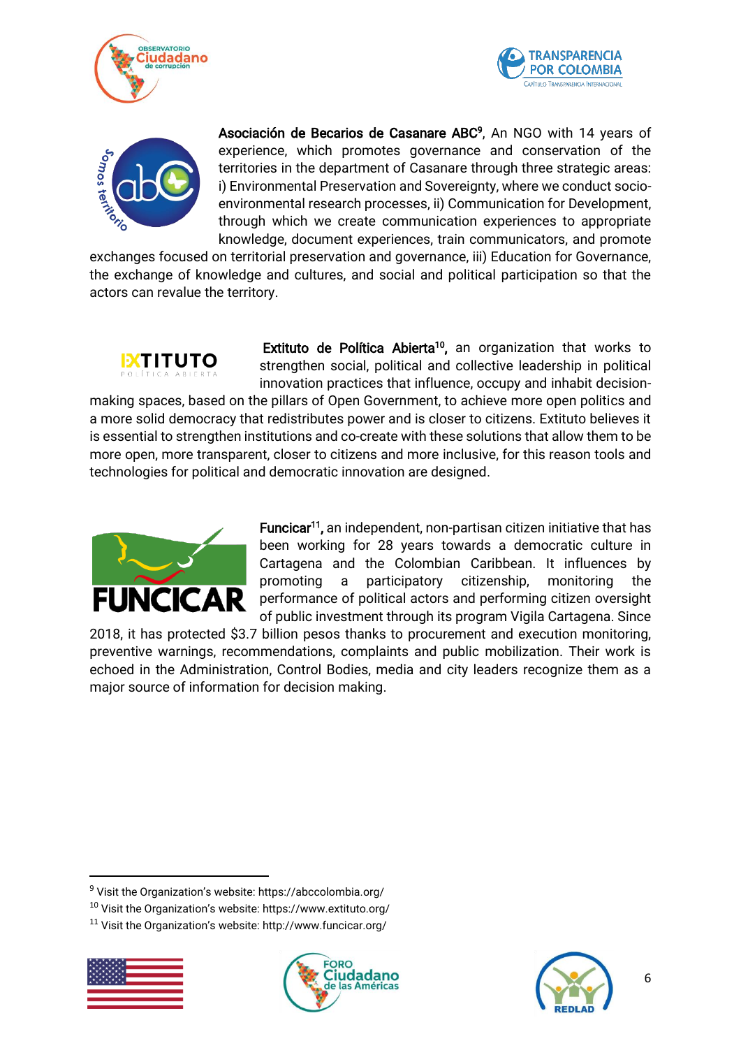**Asociación de Becarios de Casanare ABC**[9], An NGO with 14 years of experience, which promotes governance and conservation of the territories in the department of Casanare through three strategic areas: i) Environmental Preservation and Sovereignty, where we conduct socio-environmental research processes, ii) Communication for Development, through which we create communication experiences to appropriate knowledge, document experiences, train communicators, and promote exchanges focused on territorial preservation and governance, iii) Education for Governance, the exchange of knowledge and cultures, and social and political participation so that the actors can revalue the territory.

**Extituto de Política Abierta**[10], an organization that works to strengthen social, political and collective leadership in political innovation practices that influence, occupy and inhabit decision-making spaces, based on the pillars of Open Government, to achieve more open politics and a more solid democracy that redistributes power and is closer to citizens. Extituto believes it is essential to strengthen institutions and co-create with these solutions that allow them to be more open, more transparent, closer to citizens and more inclusive, for this reason tools and technologies for political and democratic innovation are designed.

**Funcicar**[11], an independent, non-partisan citizen initiative that has been working for 28 years towards a democratic culture in Cartagena and the Colombian Caribbean. It influences by promoting a participatory citizenship, monitoring the performance of political actors and performing citizen oversight of public investment through its program Vigila Cartagena. Since 2018, it has protected $3.7 billion pesos thanks to procurement and execution monitoring, preventive warnings, recommendations, complaints and public mobilization. Their work is echoed in the Administration, Control Bodies, media and city leaders recognize them as a major source of information for decision making.

---

[9] Visit the Organization's website: https://abccolombia.org/

[10] Visit the Organization's website: https://www.extituto.org/

[11] Visit the Organization's website: http://www.funcicar.org/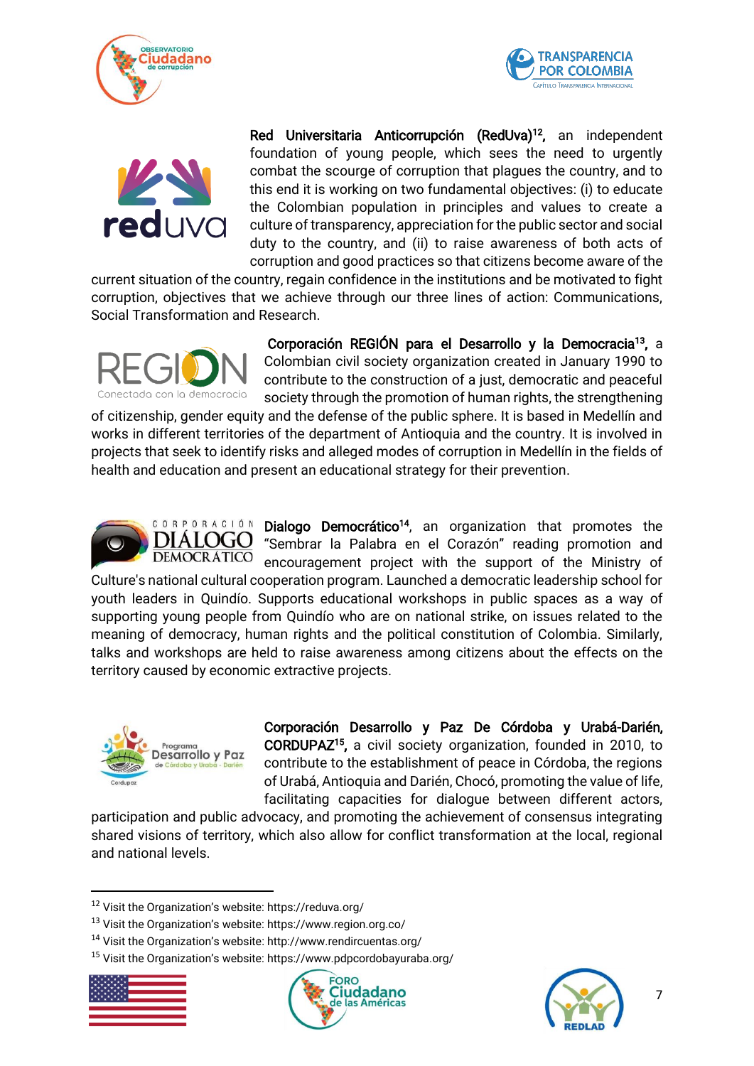**Red Universitaria Anticorrupción (RedUva)**[12], an independent foundation of young people, which sees the need to urgently combat the scourge of corruption that plagues the country, and to this end it is working on two fundamental objectives: (i) to educate the Colombian population in principles and values to create a culture of transparency, appreciation for the public sector and social duty to the country, and (ii) to raise awareness of both acts of corruption and good practices so that citizens become aware of the current situation of the country, regain confidence in the institutions and be motivated to fight corruption, objectives that we achieve through our three lines of action: Communications, Social Transformation and Research.

**Corporación REGIÓN para el Desarrollo y la Democracia**[13], a Colombian civil society organization created in January 1990 to contribute to the construction of a just, democratic and peaceful society through the promotion of human rights, the strengthening of citizenship, gender equity and the defense of the public sphere. It is based in Medellín and works in different territories of the department of Antioquia and the country. It is involved in projects that seek to identify risks and alleged modes of corruption in Medellín in the fields of health and education and present an educational strategy for their prevention.

**Dialogo Democrático**[14], an organization that promotes the "Sembrar la Palabra en el Corazón" reading promotion and encouragement project with the support of the Ministry of Culture's national cultural cooperation program. Launched a democratic leadership school for youth leaders in Quindío. Supports educational workshops in public spaces as a way of supporting young people from Quindío who are on national strike, on issues related to the meaning of democracy, human rights and the political constitution of Colombia. Similarly, talks and workshops are held to raise awareness among citizens about the effects on the territory caused by economic extractive projects.

**Corporación Desarrollo y Paz De Córdoba y Urabá-Darién, CORDUPAZ**[15], a civil society organization, founded in 2010, to contribute to the establishment of peace in Córdoba, the regions of Urabá, Antioquia and Darién, Chocó, promoting the value of life, facilitating capacities for dialogue between different actors, participation and public advocacy, and promoting the achievement of consensus integrating shared visions of territory, which also allow for conflict transformation at the local, regional and national levels.

---

[12] Visit the Organization's website: https://reduva.org/

[13] Visit the Organization's website: https://www.region.org.co/

[14] Visit the Organization's website: http://www.rendircuentas.org/

[15] Visit the Organization's website: https://www.pdpcordobayuraba.org/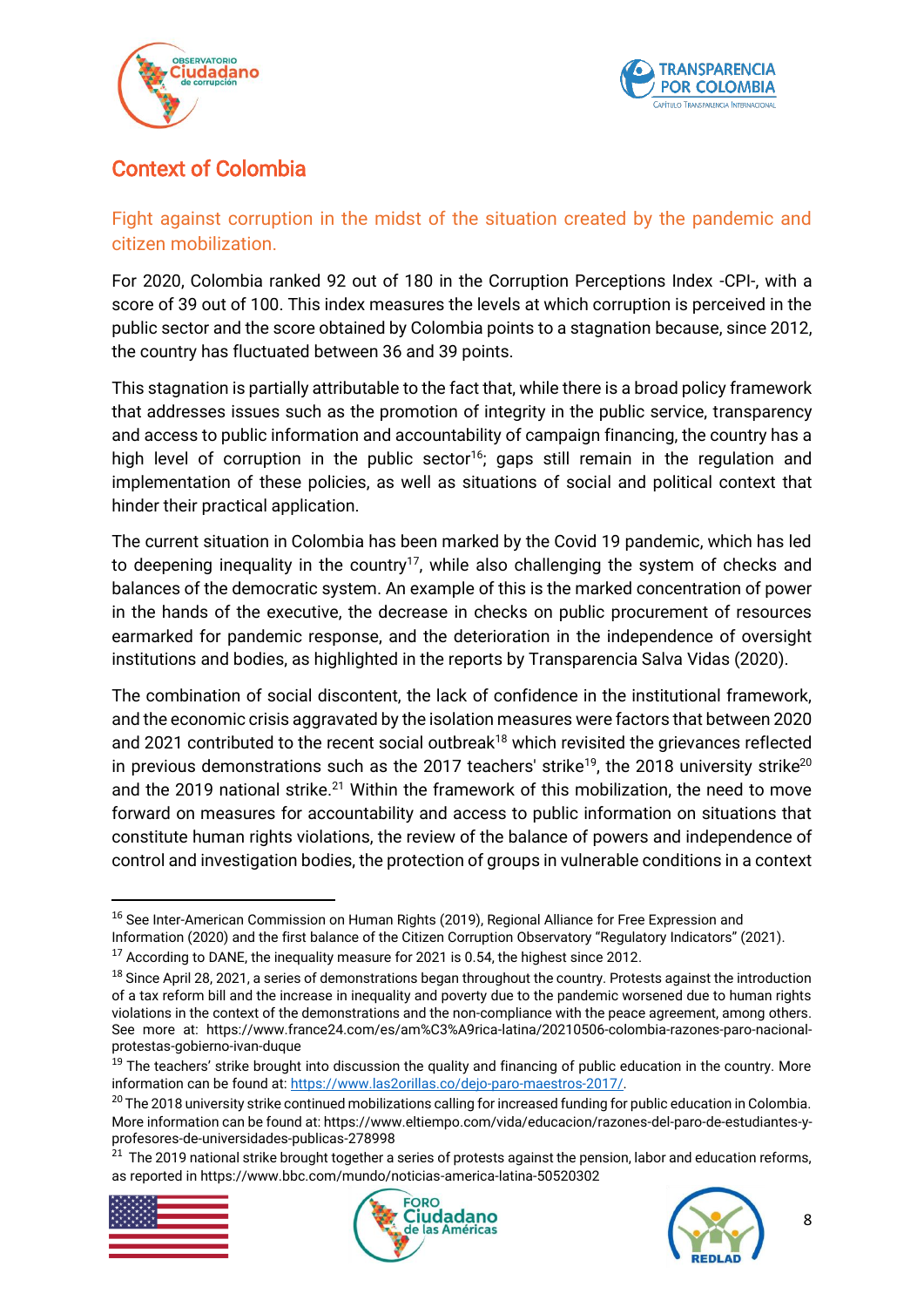## Context of Colombia

### Fight against corruption in the midst of the situation created by the pandemic and citizen mobilization.

For 2020, Colombia ranked 92 out of 180 in the Corruption Perceptions Index -CPI-, with a score of 39 out of 100. This index measures the levels at which corruption is perceived in the public sector and the score obtained by Colombia points to a stagnation because, since 2012, the country has fluctuated between 36 and 39 points.

This stagnation is partially attributable to the fact that, while there is a broad policy framework that addresses issues such as the promotion of integrity in the public service, transparency and access to public information and accountability of campaign financing, the country has a high level of corruption in the public sector[16]; gaps still remain in the regulation and implementation of these policies, as well as situations of social and political context that hinder their practical application.

The current situation in Colombia has been marked by the Covid 19 pandemic, which has led to deepening inequality in the country[17], while also challenging the system of checks and balances of the democratic system. An example of this is the marked concentration of power in the hands of the executive, the decrease in checks on public procurement of resources earmarked for pandemic response, and the deterioration in the independence of oversight institutions and bodies, as highlighted in the reports by Transparencia Salva Vidas (2020).

The combination of social discontent, the lack of confidence in the institutional framework, and the economic crisis aggravated by the isolation measures were factors that between 2020 and 2021 contributed to the recent social outbreak[18] which revisited the grievances reflected in previous demonstrations such as the 2017 teachers' strike[19], the 2018 university strike[20] and the 2019 national strike.[21] Within the framework of this mobilization, the need to move forward on measures for accountability and access to public information on situations that constitute human rights violations, the review of the balance of powers and independence of control and investigation bodies, the protection of groups in vulnerable conditions in a context

---

[16] See Inter-American Commission on Human Rights (2019), Regional Alliance for Free Expression and Information (2020) and the first balance of the Citizen Corruption Observatory "Regulatory Indicators" (2021).

[17] According to DANE, the inequality measure for 2021 is 0.54, the highest since 2012.

[18] Since April 28, 2021, a series of demonstrations began throughout the country. Protests against the introduction of a tax reform bill and the increase in inequality and poverty due to the pandemic worsened due to human rights violations in the context of the demonstrations and the non-compliance with the peace agreement, among others. See more at: https://www.france24.com/es/am%C3%A9rica-latina/20210506-colombia-razones-paro-nacional-protestas-gobierno-ivan-duque

[19] The teachers' strike brought into discussion the quality and financing of public education in the country. More information can be found at: https://www.las2orillas.co/dejo-paro-maestros-2017/.

[20] The 2018 university strike continued mobilizations calling for increased funding for public education in Colombia. More information can be found at: https://www.eltiempo.com/vida/educacion/razones-del-paro-de-estudiantes-y-profesores-de-universidades-publicas-278998

[21] The 2019 national strike brought together a series of protests against the pension, labor and education reforms, as reported in https://www.bbc.com/mundo/noticias-america-latina-50520302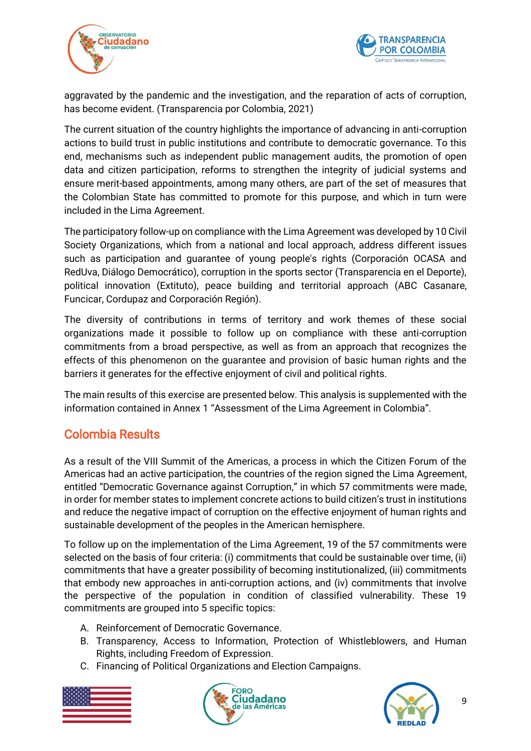aggravated by the pandemic and the investigation, and the reparation of acts of corruption, has become evident. (Transparencia por Colombia, 2021)

The current situation of the country highlights the importance of advancing in anti-corruption actions to build trust in public institutions and contribute to democratic governance. To this end, mechanisms such as independent public management audits, the promotion of open data and citizen participation, reforms to strengthen the integrity of judicial systems and ensure merit-based appointments, among many others, are part of the set of measures that the Colombian State has committed to promote for this purpose, and which in turn were included in the Lima Agreement.

The participatory follow-up on compliance with the Lima Agreement was developed by 10 Civil Society Organizations, which from a national and local approach, address different issues such as participation and guarantee of young people's rights (Corporación OCASA and RedUva, Diálogo Democrático), corruption in the sports sector (Transparencia en el Deporte), political innovation (Extituto), peace building and territorial approach (ABC Casanare, Funcicar, Cordupaz and Corporación Región).

The diversity of contributions in terms of territory and work themes of these social organizations made it possible to follow up on compliance with these anti-corruption commitments from a broad perspective, as well as from an approach that recognizes the effects of this phenomenon on the guarantee and provision of basic human rights and the barriers it generates for the effective enjoyment of civil and political rights.

The main results of this exercise are presented below. This analysis is supplemented with the information contained in Annex 1 "Assessment of the Lima Agreement in Colombia".

## Colombia Results

As a result of the VIII Summit of the Americas, a process in which the Citizen Forum of the Americas had an active participation, the countries of the region signed the Lima Agreement, entitled "Democratic Governance against Corruption," in which 57 commitments were made, in order for member states to implement concrete actions to build citizen's trust in institutions and reduce the negative impact of corruption on the effective enjoyment of human rights and sustainable development of the peoples in the American hemisphere.

To follow up on the implementation of the Lima Agreement, 19 of the 57 commitments were selected on the basis of four criteria: (i) commitments that could be sustainable over time, (ii) commitments that have a greater possibility of becoming institutionalized, (iii) commitments that embody new approaches in anti-corruption actions, and (iv) commitments that involve the perspective of the population in condition of classified vulnerability. These 19 commitments are grouped into 5 specific topics:

A. Reinforcement of Democratic Governance.
B. Transparency, Access to Information, Protection of Whistleblowers, and Human Rights, including Freedom of Expression.
C. Financing of Political Organizations and Election Campaigns.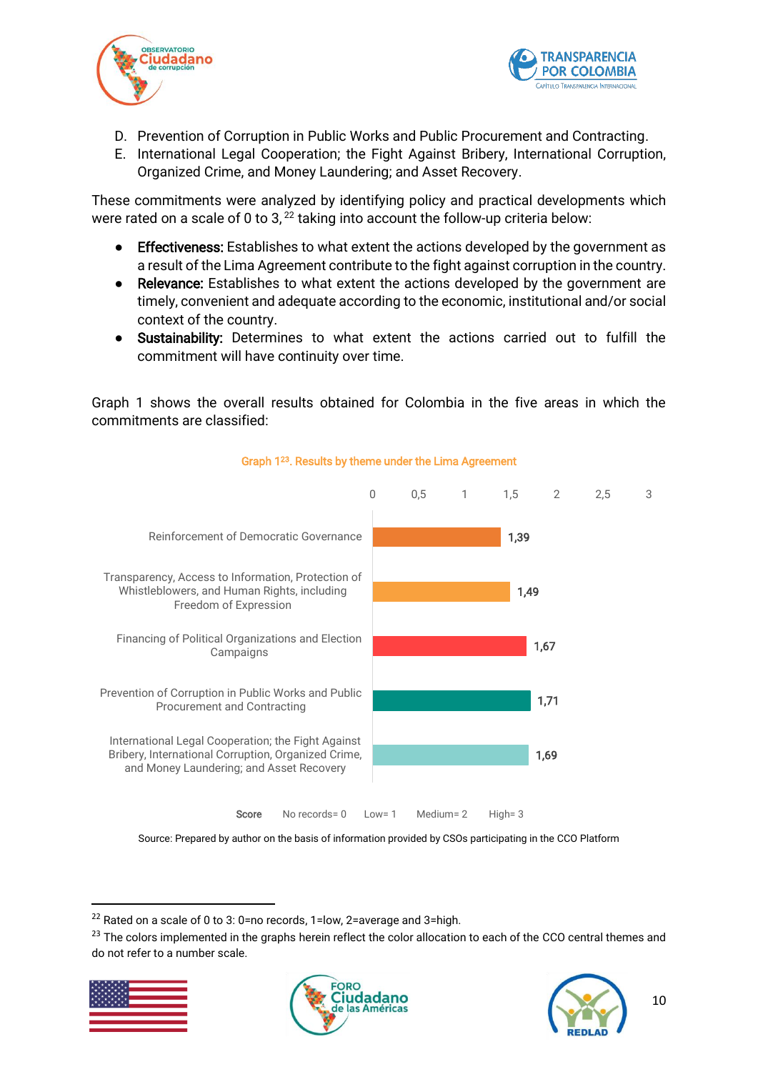D. Prevention of Corruption in Public Works and Public Procurement and Contracting.
E. International Legal Cooperation; the Fight Against Bribery, International Corruption, Organized Crime, and Money Laundering; and Asset Recovery.

These commitments were analyzed by identifying policy and practical developments which were rated on a scale of 0 to 3, [22] taking into account the follow-up criteria below:

- **Effectiveness:** Establishes to what extent the actions developed by the government as a result of the Lima Agreement contribute to the fight against corruption in the country.
- **Relevance:** Establishes to what extent the actions developed by the government are timely, convenient and adequate according to the economic, institutional and/or social context of the country.
- **Sustainability:** Determines to what extent the actions carried out to fulfill the commitment will have continuity over time.

Graph 1 shows the overall results obtained for Colombia in the five areas in which the commitments are classified:

**Graph 1[23]. Results by theme under the Lima Agreement**

| Theme | Score |
|---|---|
| Reinforcement of Democratic Governance | 1,39 |
| Transparency, Access to Information, Protection of Whistleblowers, and Human Rights, including Freedom of Expression | 1,49 |
| Financing of Political Organizations and Election Campaigns | 1,67 |
| Prevention of Corruption in Public Works and Public Procurement and Contracting | 1,71 |
| International Legal Cooperation; the Fight Against Bribery, International Corruption, Organized Crime, and Money Laundering; and Asset Recovery | 1,69 |

Score: No records= 0 Low= 1 Medium= 2 High= 3

Source: Prepared by author on the basis of information provided by CSOs participating in the CCO Platform

[22] Rated on a scale of 0 to 3: 0=no records, 1=low, 2=average and 3=high.

[23] The colors implemented in the graphs herein reflect the color allocation to each of the CCO central themes and do not refer to a number scale.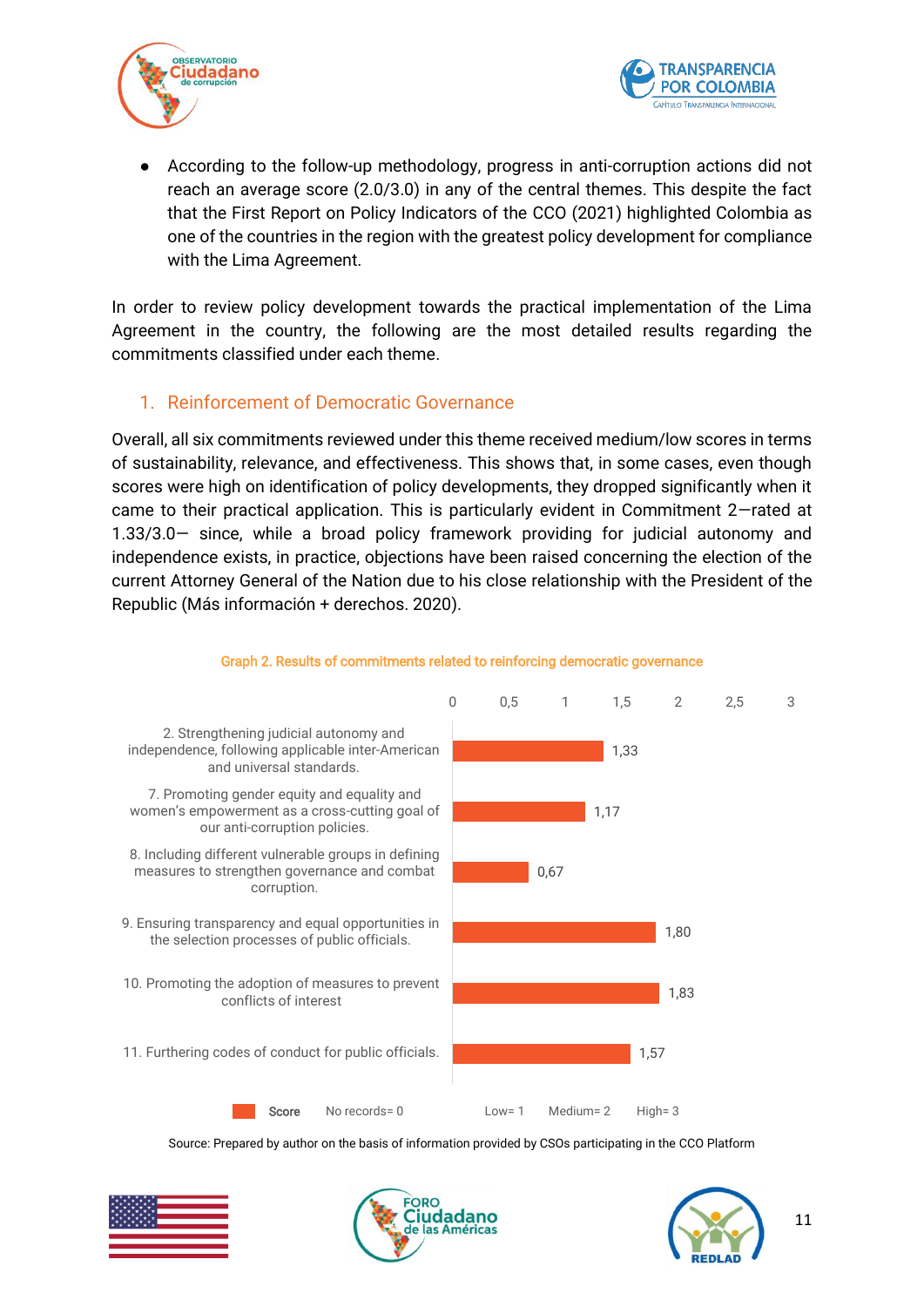- According to the follow-up methodology, progress in anti-corruption actions did not reach an average score (2.0/3.0) in any of the central themes. This despite the fact that the First Report on Policy Indicators of the CCO (2021) highlighted Colombia as one of the countries in the region with the greatest policy development for compliance with the Lima Agreement.

In order to review policy development towards the practical implementation of the Lima Agreement in the country, the following are the most detailed results regarding the commitments classified under each theme.

## 1. Reinforcement of Democratic Governance

Overall, all six commitments reviewed under this theme received medium/low scores in terms of sustainability, relevance, and effectiveness. This shows that, in some cases, even though scores were high on identification of policy developments, they dropped significantly when it came to their practical application. This is particularly evident in Commitment 2—rated at 1.33/3.0— since, while a broad policy framework providing for judicial autonomy and independence exists, in practice, objections have been raised concerning the election of the current Attorney General of the Nation due to his close relationship with the President of the Republic (Más información + derechos. 2020).

Graph 2. Results of commitments related to reinforcing democratic governance

| Commitment | Score |
| --- | --- |
| 2. Strengthening judicial autonomy and independence, following applicable inter-American and universal standards. | 1,33 |
| 7. Promoting gender equity and equality and women's empowerment as a cross-cutting goal of our anti-corruption policies. | 1,17 |
| 8. Including different vulnerable groups in defining measures to strengthen governance and combat corruption. | 0,67 |
| 9. Ensuring transparency and equal opportunities in the selection processes of public officials. | 1,80 |
| 10. Promoting the adoption of measures to prevent conflicts of interest | 1,83 |
| 11. Furthering codes of conduct for public officials. | 1,57 |

Score: No records= 0, Low= 1, Medium= 2, High= 3

Source: Prepared by author on the basis of information provided by CSOs participating in the CCO Platform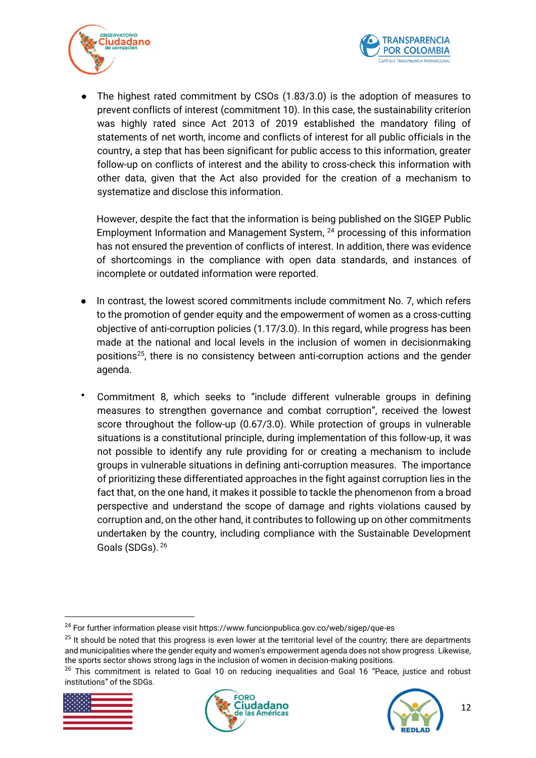- The highest rated commitment by CSOs (1.83/3.0) is the adoption of measures to prevent conflicts of interest (commitment 10). In this case, the sustainability criterion was highly rated since Act 2013 of 2019 established the mandatory filing of statements of net worth, income and conflicts of interest for all public officials in the country, a step that has been significant for public access to this information, greater follow-up on conflicts of interest and the ability to cross-check this information with other data, given that the Act also provided for the creation of a mechanism to systematize and disclose this information.

  However, despite the fact that the information is being published on the SIGEP Public Employment Information and Management System, [24] processing of this information has not ensured the prevention of conflicts of interest. In addition, there was evidence of shortcomings in the compliance with open data standards, and instances of incomplete or outdated information were reported.

- In contrast, the lowest scored commitments include commitment No. 7, which refers to the promotion of gender equity and the empowerment of women as a cross-cutting objective of anti-corruption policies (1.17/3.0). In this regard, while progress has been made at the national and local levels in the inclusion of women in decisionmaking positions[25], there is no consistency between anti-corruption actions and the gender agenda.

- Commitment 8, which seeks to "include different vulnerable groups in defining measures to strengthen governance and combat corruption", received the lowest score throughout the follow-up (0.67/3.0). While protection of groups in vulnerable situations is a constitutional principle, during implementation of this follow-up, it was not possible to identify any rule providing for or creating a mechanism to include groups in vulnerable situations in defining anti-corruption measures. The importance of prioritizing these differentiated approaches in the fight against corruption lies in the fact that, on the one hand, it makes it possible to tackle the phenomenon from a broad perspective and understand the scope of damage and rights violations caused by corruption and, on the other hand, it contributes to following up on other commitments undertaken by the country, including compliance with the Sustainable Development Goals (SDGs). [26]

---

[24] For further information please visit https://www.funcionpublica.gov.co/web/sigep/que-es

[25] It should be noted that this progress is even lower at the territorial level of the country; there are departments and municipalities where the gender equity and women's empowerment agenda does not show progress. Likewise, the sports sector shows strong lags in the inclusion of women in decision-making positions.

[26] This commitment is related to Goal 10 on reducing inequalities and Goal 16 "Peace, justice and robust institutions" of the SDGs.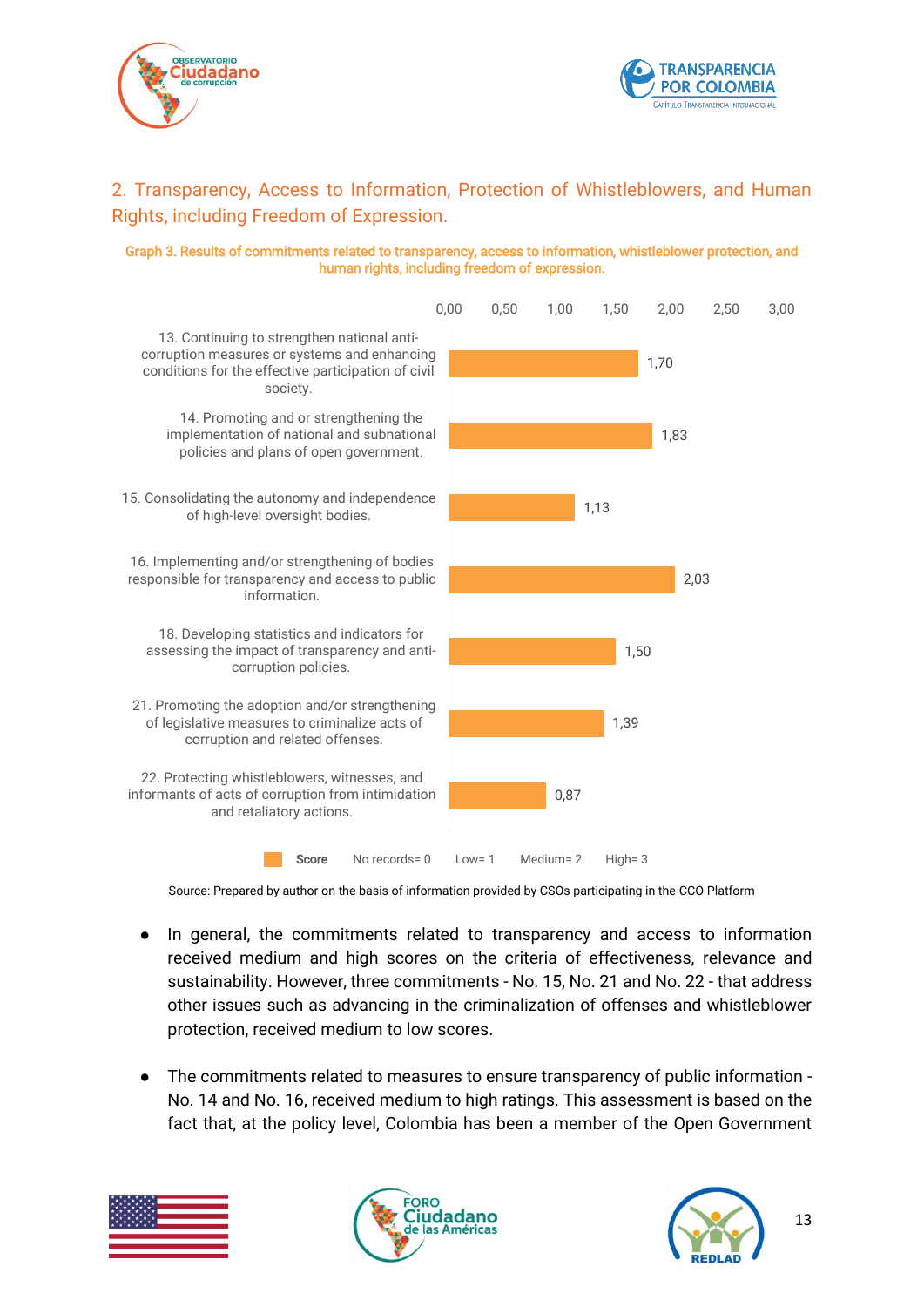## 2. Transparency, Access to Information, Protection of Whistleblowers, and Human Rights, including Freedom of Expression.

**Graph 3. Results of commitments related to transparency, access to information, whistleblower protection, and human rights, including freedom of expression.**

| Commitment | Score |
|---|---|
| 13. Continuing to strengthen national anti-corruption measures or systems and enhancing conditions for the effective participation of civil society. | 1,70 |
| 14. Promoting and or strengthening the implementation of national and subnational policies and plans of open government. | 1,83 |
| 15. Consolidating the autonomy and independence of high-level oversight bodies. | 1,13 |
| 16. Implementing and/or strengthening of bodies responsible for transparency and access to public information. | 2,03 |
| 18. Developing statistics and indicators for assessing the impact of transparency and anti-corruption policies. | 1,50 |
| 21. Promoting the adoption and/or strengthening of legislative measures to criminalize acts of corruption and related offenses. | 1,39 |
| 22. Protecting whistleblowers, witnesses, and informants of acts of corruption from intimidation and retaliatory actions. | 0,87 |

Score: No records= 0, Low= 1, Medium= 2, High= 3

Source: Prepared by author on the basis of information provided by CSOs participating in the CCO Platform

- In general, the commitments related to transparency and access to information received medium and high scores on the criteria of effectiveness, relevance and sustainability. However, three commitments - No. 15, No. 21 and No. 22 - that address other issues such as advancing in the criminalization of offenses and whistleblower protection, received medium to low scores.

- The commitments related to measures to ensure transparency of public information - No. 14 and No. 16, received medium to high ratings. This assessment is based on the fact that, at the policy level, Colombia has been a member of the Open Government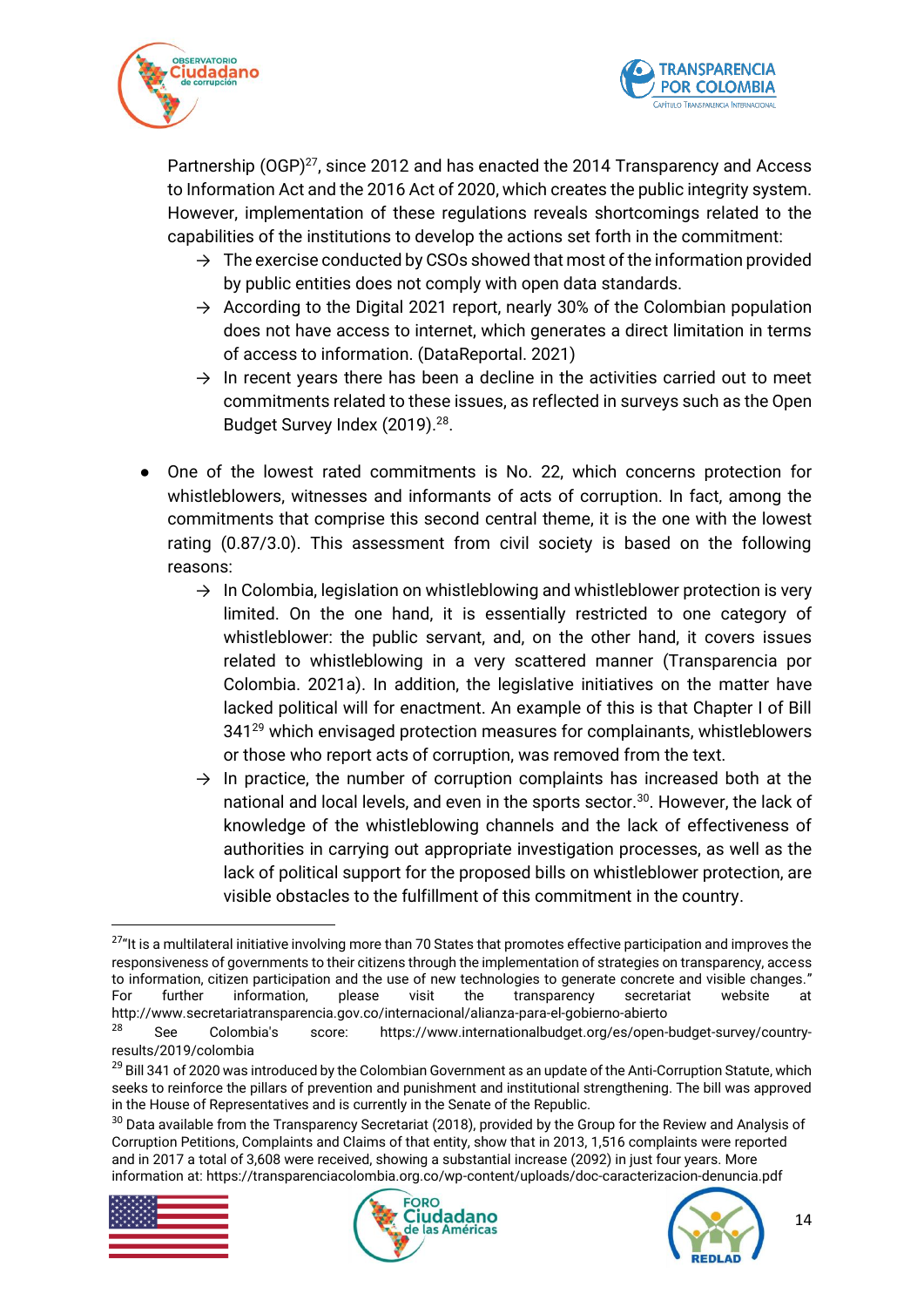Partnership (OGP)[27], since 2012 and has enacted the 2014 Transparency and Access to Information Act and the 2016 Act of 2020, which creates the public integrity system. However, implementation of these regulations reveals shortcomings related to the capabilities of the institutions to develop the actions set forth in the commitment:

- → The exercise conducted by CSOs showed that most of the information provided by public entities does not comply with open data standards.
- → According to the Digital 2021 report, nearly 30% of the Colombian population does not have access to internet, which generates a direct limitation in terms of access to information. (DataReportal. 2021)
- → In recent years there has been a decline in the activities carried out to meet commitments related to these issues, as reflected in surveys such as the Open Budget Survey Index (2019).[28].

- One of the lowest rated commitments is No. 22, which concerns protection for whistleblowers, witnesses and informants of acts of corruption. In fact, among the commitments that comprise this second central theme, it is the one with the lowest rating (0.87/3.0). This assessment from civil society is based on the following reasons:
  - → In Colombia, legislation on whistleblowing and whistleblower protection is very limited. On the one hand, it is essentially restricted to one category of whistleblower: the public servant, and, on the other hand, it covers issues related to whistleblowing in a very scattered manner (Transparencia por Colombia. 2021a). In addition, the legislative initiatives on the matter have lacked political will for enactment. An example of this is that Chapter I of Bill 341[29] which envisaged protection measures for complainants, whistleblowers or those who report acts of corruption, was removed from the text.
  - → In practice, the number of corruption complaints has increased both at the national and local levels, and even in the sports sector.[30]. However, the lack of knowledge of the whistleblowing channels and the lack of effectiveness of authorities in carrying out appropriate investigation processes, as well as the lack of political support for the proposed bills on whistleblower protection, are visible obstacles to the fulfillment of this commitment in the country.

---

[27] "It is a multilateral initiative involving more than 70 States that promotes effective participation and improves the responsiveness of governments to their citizens through the implementation of strategies on transparency, access to information, citizen participation and the use of new technologies to generate concrete and visible changes." For further information, please visit the transparency secretariat website at http://www.secretariatransparencia.gov.co/internacional/alianza-para-el-gobierno-abierto

[28] See Colombia's score: https://www.internationalbudget.org/es/open-budget-survey/country-results/2019/colombia

[29] Bill 341 of 2020 was introduced by the Colombian Government as an update of the Anti-Corruption Statute, which seeks to reinforce the pillars of prevention and punishment and institutional strengthening. The bill was approved in the House of Representatives and is currently in the Senate of the Republic.

[30] Data available from the Transparency Secretariat (2018), provided by the Group for the Review and Analysis of Corruption Petitions, Complaints and Claims of that entity, show that in 2013, 1,516 complaints were reported and in 2017 a total of 3,608 were received, showing a substantial increase (2092) in just four years. More information at: https://transparenciacolombia.org.co/wp-content/uploads/doc-caracterizacion-denuncia.pdf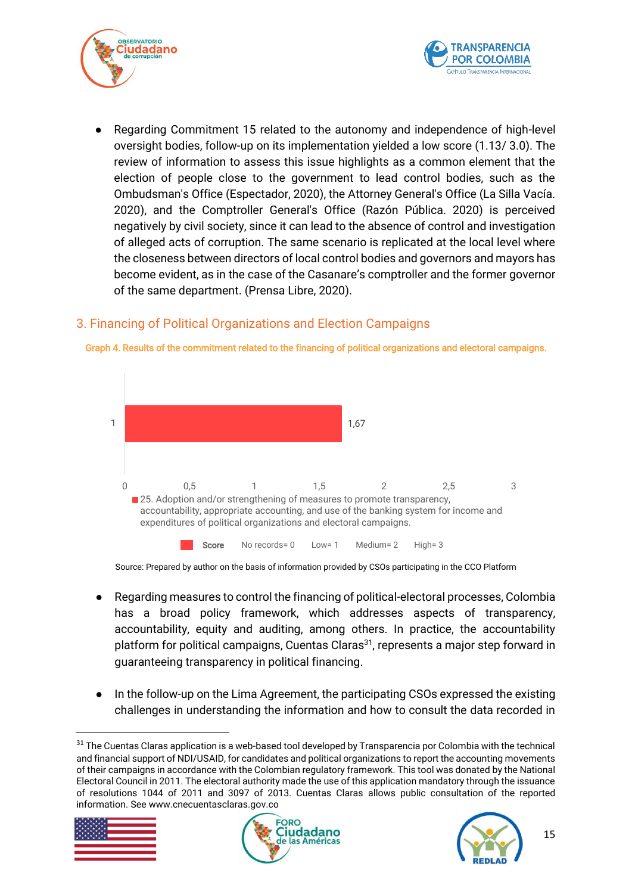- Regarding Commitment 15 related to the autonomy and independence of high-level oversight bodies, follow-up on its implementation yielded a low score (1.13/ 3.0). The review of information to assess this issue highlights as a common element that the election of people close to the government to lead control bodies, such as the Ombudsman's Office (Espectador, 2020), the Attorney General's Office (La Silla Vacía. 2020), and the Comptroller General's Office (Razón Pública. 2020) is perceived negatively by civil society, since it can lead to the absence of control and investigation of alleged acts of corruption. The same scenario is replicated at the local level where the closeness between directors of local control bodies and governors and mayors has become evident, as in the case of the Casanare's comptroller and the former governor of the same department. (Prensa Libre, 2020).

## 3. Financing of Political Organizations and Election Campaigns

Graph 4. Results of the commitment related to the financing of political organizations and electoral campaigns.

| Commitment | Score |
| --- | --- |
| 25. Adoption and/or strengthening of measures to promote transparency, accountability, appropriate accounting, and use of the banking system for income and expenditures of political organizations and electoral campaigns. | 1,67 |

Score: No records= 0, Low= 1, Medium= 2, High= 3

Source: Prepared by author on the basis of information provided by CSOs participating in the CCO Platform

- Regarding measures to control the financing of political-electoral processes, Colombia has a broad policy framework, which addresses aspects of transparency, accountability, equity and auditing, among others. In practice, the accountability platform for political campaigns, Cuentas Claras[31], represents a major step forward in guaranteeing transparency in political financing.

- In the follow-up on the Lima Agreement, the participating CSOs expressed the existing challenges in understanding the information and how to consult the data recorded in

[31] The Cuentas Claras application is a web-based tool developed by Transparencia por Colombia with the technical and financial support of NDI/USAID, for candidates and political organizations to report the accounting movements of their campaigns in accordance with the Colombian regulatory framework. This tool was donated by the National Electoral Council in 2011. The electoral authority made the use of this application mandatory through the issuance of resolutions 1044 of 2011 and 3097 of 2013. Cuentas Claras allows public consultation of the reported information. See www.cnecuentasclaras.gov.co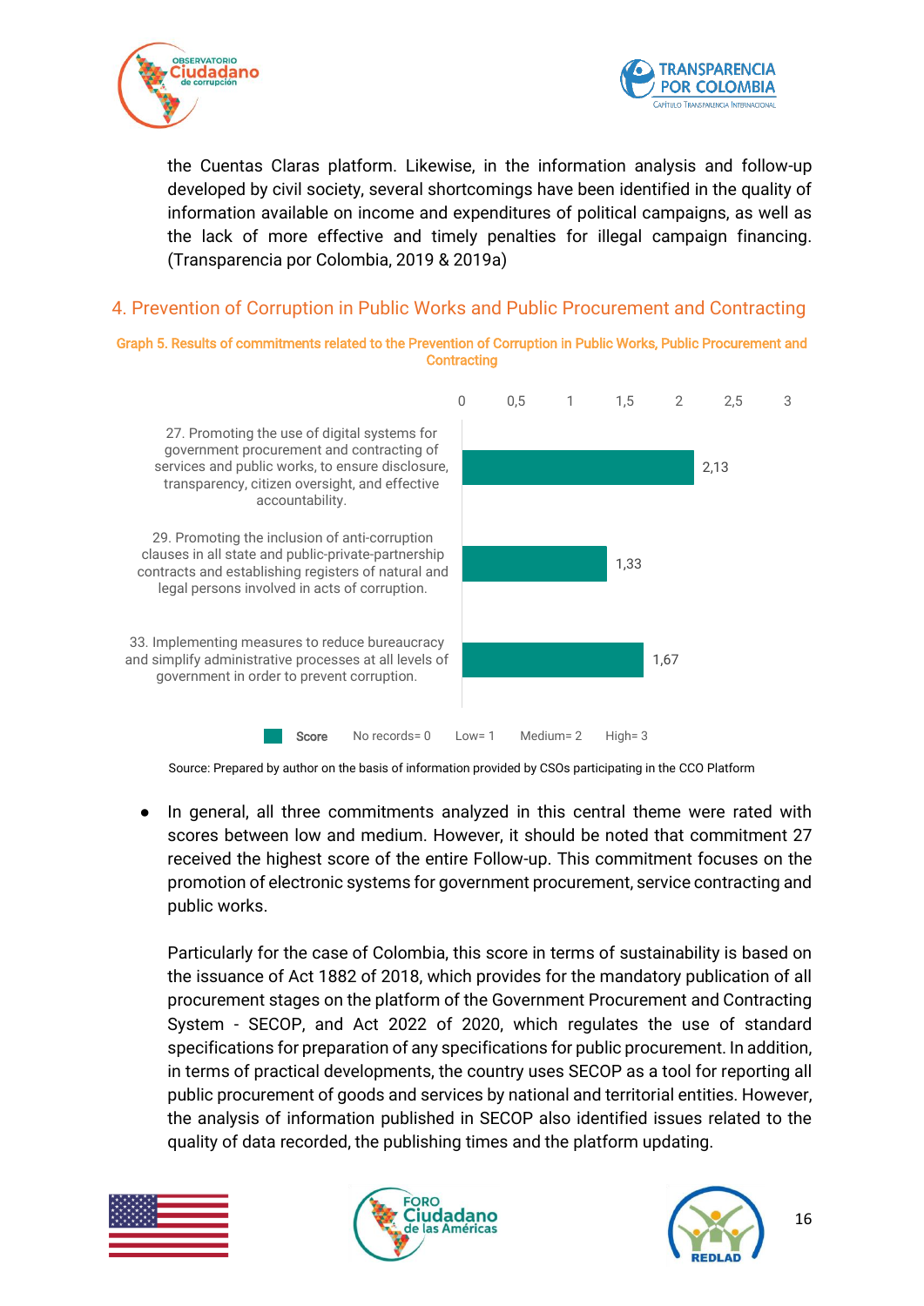the Cuentas Claras platform. Likewise, in the information analysis and follow-up developed by civil society, several shortcomings have been identified in the quality of information available on income and expenditures of political campaigns, as well as the lack of more effective and timely penalties for illegal campaign financing. (Transparencia por Colombia, 2019 & 2019a)

## 4. Prevention of Corruption in Public Works and Public Procurement and Contracting

**Graph 5. Results of commitments related to the Prevention of Corruption in Public Works, Public Procurement and Contracting**

| Commitment | Score |
|---|---|
| 27. Promoting the use of digital systems for government procurement and contracting of services and public works, to ensure disclosure, transparency, citizen oversight, and effective accountability. | 2,13 |
| 29. Promoting the inclusion of anti-corruption clauses in all state and public-private-partnership contracts and establishing registers of natural and legal persons involved in acts of corruption. | 1,33 |
| 33. Implementing measures to reduce bureaucracy and simplify administrative processes at all levels of government in order to prevent corruption. | 1,67 |

Score: No records= 0 Low= 1 Medium= 2 High= 3

Source: Prepared by author on the basis of information provided by CSOs participating in the CCO Platform

- In general, all three commitments analyzed in this central theme were rated with scores between low and medium. However, it should be noted that commitment 27 received the highest score of the entire Follow-up. This commitment focuses on the promotion of electronic systems for government procurement, service contracting and public works.

  Particularly for the case of Colombia, this score in terms of sustainability is based on the issuance of Act 1882 of 2018, which provides for the mandatory publication of all procurement stages on the platform of the Government Procurement and Contracting System - SECOP, and Act 2022 of 2020, which regulates the use of standard specifications for preparation of any specifications for public procurement. In addition, in terms of practical developments, the country uses SECOP as a tool for reporting all public procurement of goods and services by national and territorial entities. However, the analysis of information published in SECOP also identified issues related to the quality of data recorded, the publishing times and the platform updating.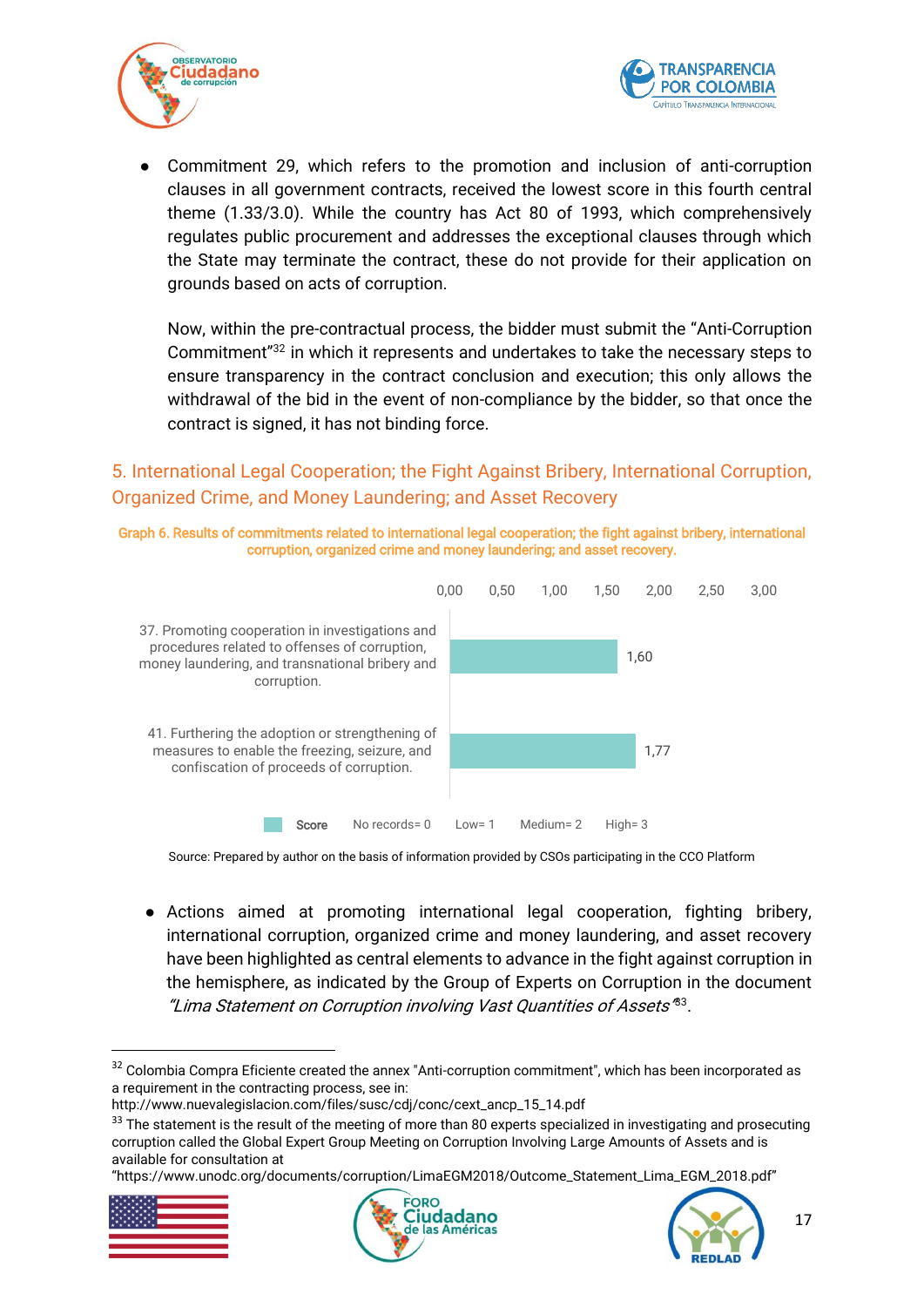- Commitment 29, which refers to the promotion and inclusion of anti-corruption clauses in all government contracts, received the lowest score in this fourth central theme (1.33/3.0). While the country has Act 80 of 1993, which comprehensively regulates public procurement and addresses the exceptional clauses through which the State may terminate the contract, these do not provide for their application on grounds based on acts of corruption.

  Now, within the pre-contractual process, the bidder must submit the "Anti-Corruption Commitment"[32] in which it represents and undertakes to take the necessary steps to ensure transparency in the contract conclusion and execution; this only allows the withdrawal of the bid in the event of non-compliance by the bidder, so that once the contract is signed, it has not binding force.

## 5. International Legal Cooperation; the Fight Against Bribery, International Corruption, Organized Crime, and Money Laundering; and Asset Recovery

**Graph 6. Results of commitments related to international legal cooperation; the fight against bribery, international corruption, organized crime and money laundering; and asset recovery.**

| Commitment | Score |
|---|---|
| 37. Promoting cooperation in investigations and procedures related to offenses of corruption, money laundering, and transnational bribery and corruption. | 1,60 |
| 41. Furthering the adoption or strengthening of measures to enable the freezing, seizure, and confiscation of proceeds of corruption. | 1,77 |

Score: No records= 0 Low= 1 Medium= 2 High= 3

Source: Prepared by author on the basis of information provided by CSOs participating in the CCO Platform

- Actions aimed at promoting international legal cooperation, fighting bribery, international corruption, organized crime and money laundering, and asset recovery have been highlighted as central elements to advance in the fight against corruption in the hemisphere, as indicated by the Group of Experts on Corruption in the document *"Lima Statement on Corruption involving Vast Quantities of Assets"*[33].

---

[32] Colombia Compra Eficiente created the annex "Anti-corruption commitment", which has been incorporated as a requirement in the contracting process, see in: http://www.nuevalegislacion.com/files/susc/cdj/conc/cext_ancp_15_14.pdf

[33] The statement is the result of the meeting of more than 80 experts specialized in investigating and prosecuting corruption called the Global Expert Group Meeting on Corruption Involving Large Amounts of Assets and is available for consultation at "https://www.unodc.org/documents/corruption/LimaEGM2018/Outcome_Statement_Lima_EGM_2018.pdf"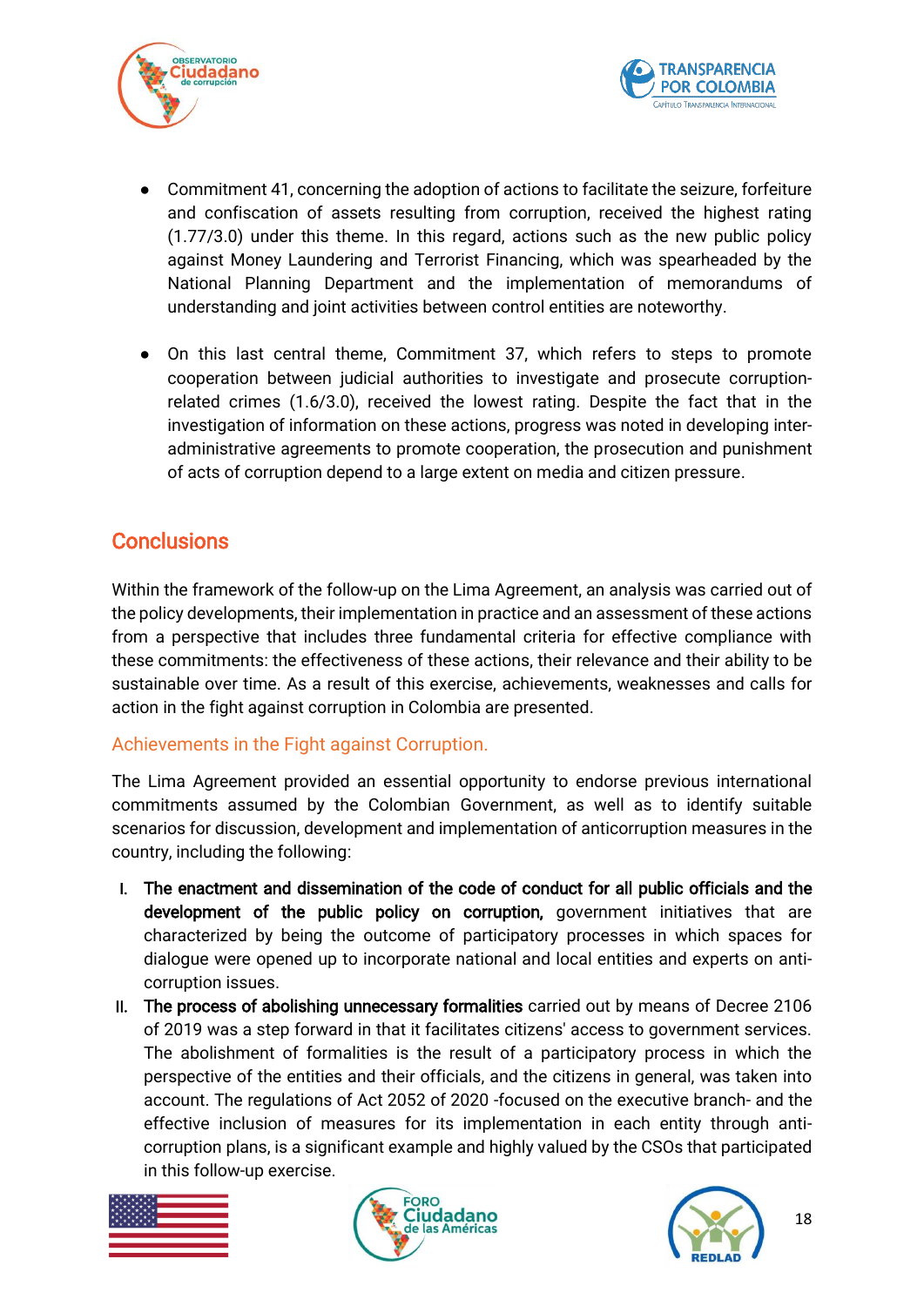- Commitment 41, concerning the adoption of actions to facilitate the seizure, forfeiture and confiscation of assets resulting from corruption, received the highest rating (1.77/3.0) under this theme. In this regard, actions such as the new public policy against Money Laundering and Terrorist Financing, which was spearheaded by the National Planning Department and the implementation of memorandums of understanding and joint activities between control entities are noteworthy.

- On this last central theme, Commitment 37, which refers to steps to promote cooperation between judicial authorities to investigate and prosecute corruption-related crimes (1.6/3.0), received the lowest rating. Despite the fact that in the investigation of information on these actions, progress was noted in developing inter-administrative agreements to promote cooperation, the prosecution and punishment of acts of corruption depend to a large extent on media and citizen pressure.

## Conclusions

Within the framework of the follow-up on the Lima Agreement, an analysis was carried out of the policy developments, their implementation in practice and an assessment of these actions from a perspective that includes three fundamental criteria for effective compliance with these commitments: the effectiveness of these actions, their relevance and their ability to be sustainable over time. As a result of this exercise, achievements, weaknesses and calls for action in the fight against corruption in Colombia are presented.

### Achievements in the Fight against Corruption.

The Lima Agreement provided an essential opportunity to endorse previous international commitments assumed by the Colombian Government, as well as to identify suitable scenarios for discussion, development and implementation of anticorruption measures in the country, including the following:

I. **The enactment and dissemination of the code of conduct for all public officials and the development of the public policy on corruption,** government initiatives that are characterized by being the outcome of participatory processes in which spaces for dialogue were opened up to incorporate national and local entities and experts on anti-corruption issues.

II. **The process of abolishing unnecessary formalities** carried out by means of Decree 2106 of 2019 was a step forward in that it facilitates citizens' access to government services. The abolishment of formalities is the result of a participatory process in which the perspective of the entities and their officials, and the citizens in general, was taken into account. The regulations of Act 2052 of 2020 -focused on the executive branch- and the effective inclusion of measures for its implementation in each entity through anti-corruption plans, is a significant example and highly valued by the CSOs that participated in this follow-up exercise.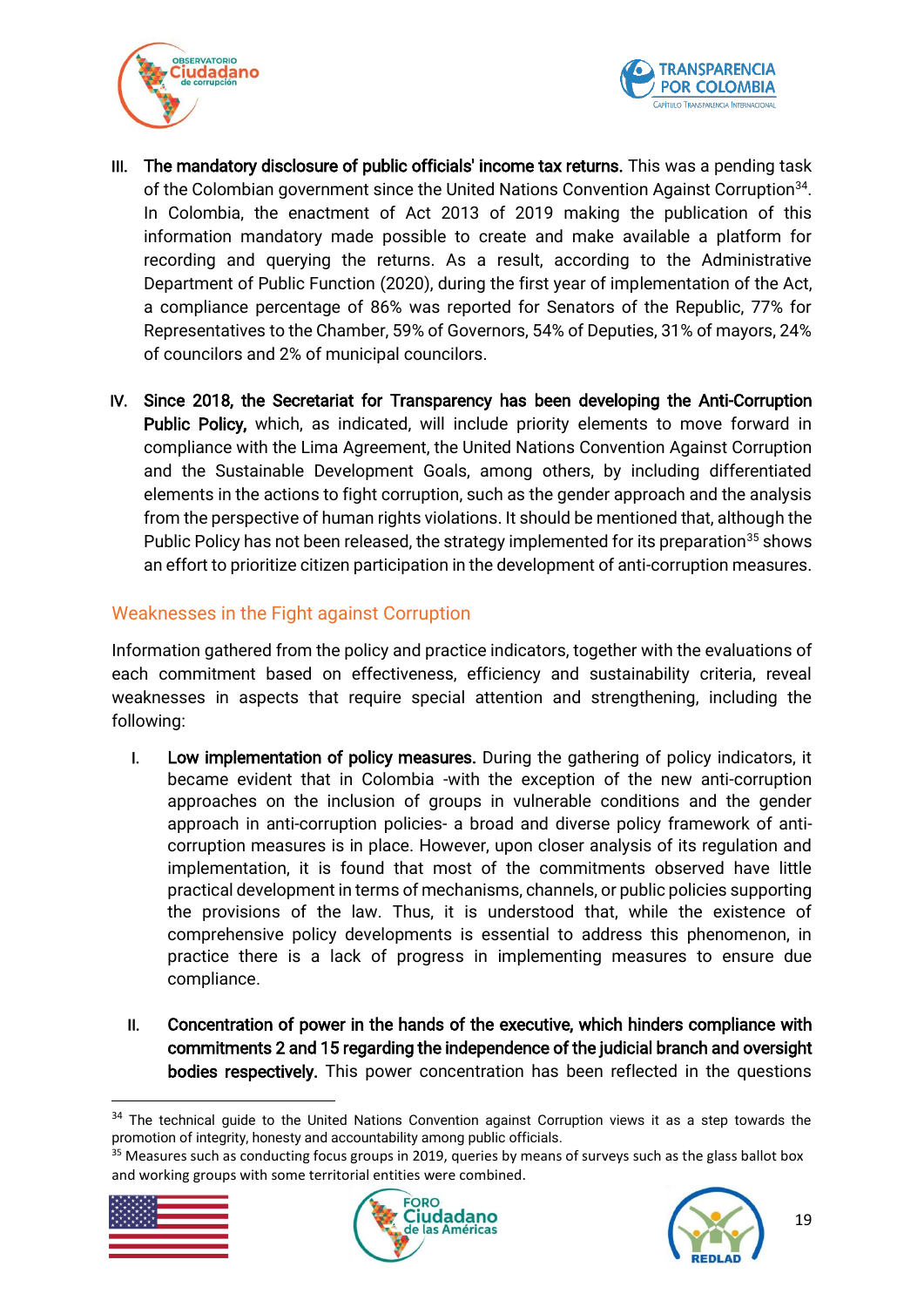III. **The mandatory disclosure of public officials' income tax returns.** This was a pending task of the Colombian government since the United Nations Convention Against Corruption[34]. In Colombia, the enactment of Act 2013 of 2019 making the publication of this information mandatory made possible to create and make available a platform for recording and querying the returns. As a result, according to the Administrative Department of Public Function (2020), during the first year of implementation of the Act, a compliance percentage of 86% was reported for Senators of the Republic, 77% for Representatives to the Chamber, 59% of Governors, 54% of Deputies, 31% of mayors, 24% of councilors and 2% of municipal councilors.

IV. **Since 2018, the Secretariat for Transparency has been developing the Anti-Corruption Public Policy,** which, as indicated, will include priority elements to move forward in compliance with the Lima Agreement, the United Nations Convention Against Corruption and the Sustainable Development Goals, among others, by including differentiated elements in the actions to fight corruption, such as the gender approach and the analysis from the perspective of human rights violations. It should be mentioned that, although the Public Policy has not been released, the strategy implemented for its preparation[35] shows an effort to prioritize citizen participation in the development of anti-corruption measures.

## Weaknesses in the Fight against Corruption

Information gathered from the policy and practice indicators, together with the evaluations of each commitment based on effectiveness, efficiency and sustainability criteria, reveal weaknesses in aspects that require special attention and strengthening, including the following:

I. **Low implementation of policy measures.** During the gathering of policy indicators, it became evident that in Colombia -with the exception of the new anti-corruption approaches on the inclusion of groups in vulnerable conditions and the gender approach in anti-corruption policies- a broad and diverse policy framework of anti-corruption measures is in place. However, upon closer analysis of its regulation and implementation, it is found that most of the commitments observed have little practical development in terms of mechanisms, channels, or public policies supporting the provisions of the law. Thus, it is understood that, while the existence of comprehensive policy developments is essential to address this phenomenon, in practice there is a lack of progress in implementing measures to ensure due compliance.

II. **Concentration of power in the hands of the executive, which hinders compliance with commitments 2 and 15 regarding the independence of the judicial branch and oversight bodies respectively.** This power concentration has been reflected in the questions

---

[34] The technical guide to the United Nations Convention against Corruption views it as a step towards the promotion of integrity, honesty and accountability among public officials.

[35] Measures such as conducting focus groups in 2019, queries by means of surveys such as the glass ballot box and working groups with some territorial entities were combined.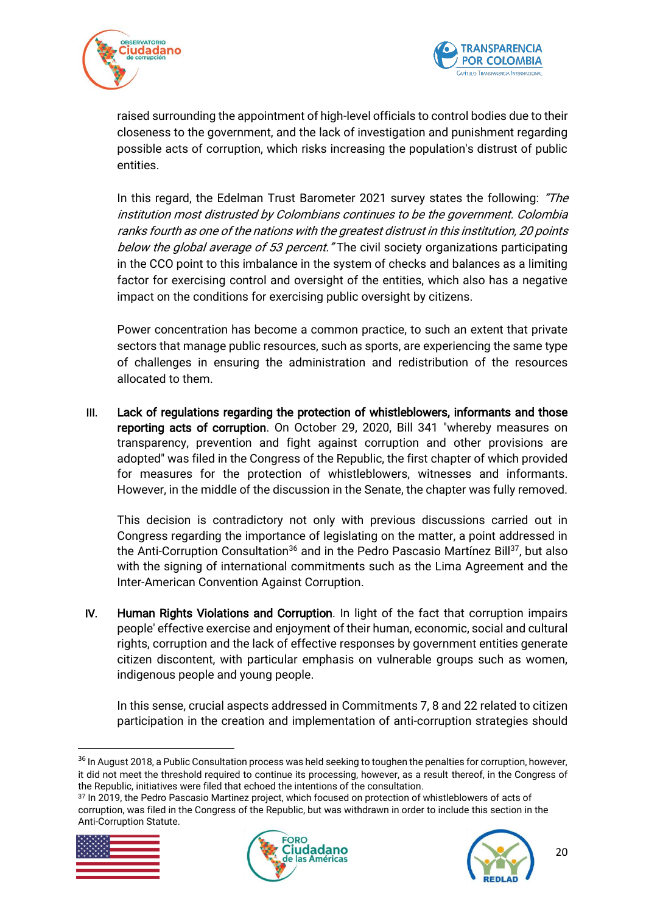raised surrounding the appointment of high-level officials to control bodies due to their closeness to the government, and the lack of investigation and punishment regarding possible acts of corruption, which risks increasing the population's distrust of public entities.

In this regard, the Edelman Trust Barometer 2021 survey states the following: *"The institution most distrusted by Colombians continues to be the government. Colombia ranks fourth as one of the nations with the greatest distrust in this institution, 20 points below the global average of 53 percent."* The civil society organizations participating in the CCO point to this imbalance in the system of checks and balances as a limiting factor for exercising control and oversight of the entities, which also has a negative impact on the conditions for exercising public oversight by citizens.

Power concentration has become a common practice, to such an extent that private sectors that manage public resources, such as sports, are experiencing the same type of challenges in ensuring the administration and redistribution of the resources allocated to them.

III. **Lack of regulations regarding the protection of whistleblowers, informants and those reporting acts of corruption**. On October 29, 2020, Bill 341 "whereby measures on transparency, prevention and fight against corruption and other provisions are adopted" was filed in the Congress of the Republic, the first chapter of which provided for measures for the protection of whistleblowers, witnesses and informants. However, in the middle of the discussion in the Senate, the chapter was fully removed.

   This decision is contradictory not only with previous discussions carried out in Congress regarding the importance of legislating on the matter, a point addressed in the Anti-Corruption Consultation[36] and in the Pedro Pascasio Martínez Bill[37], but also with the signing of international commitments such as the Lima Agreement and the Inter-American Convention Against Corruption.

IV. **Human Rights Violations and Corruption**. In light of the fact that corruption impairs people' effective exercise and enjoyment of their human, economic, social and cultural rights, corruption and the lack of effective responses by government entities generate citizen discontent, with particular emphasis on vulnerable groups such as women, indigenous people and young people.

   In this sense, crucial aspects addressed in Commitments 7, 8 and 22 related to citizen participation in the creation and implementation of anti-corruption strategies should

---

[36] In August 2018, a Public Consultation process was held seeking to toughen the penalties for corruption, however, it did not meet the threshold required to continue its processing, however, as a result thereof, in the Congress of the Republic, initiatives were filed that echoed the intentions of the consultation.

[37] In 2019, the Pedro Pascasio Martinez project, which focused on protection of whistleblowers of acts of corruption, was filed in the Congress of the Republic, but was withdrawn in order to include this section in the Anti-Corruption Statute.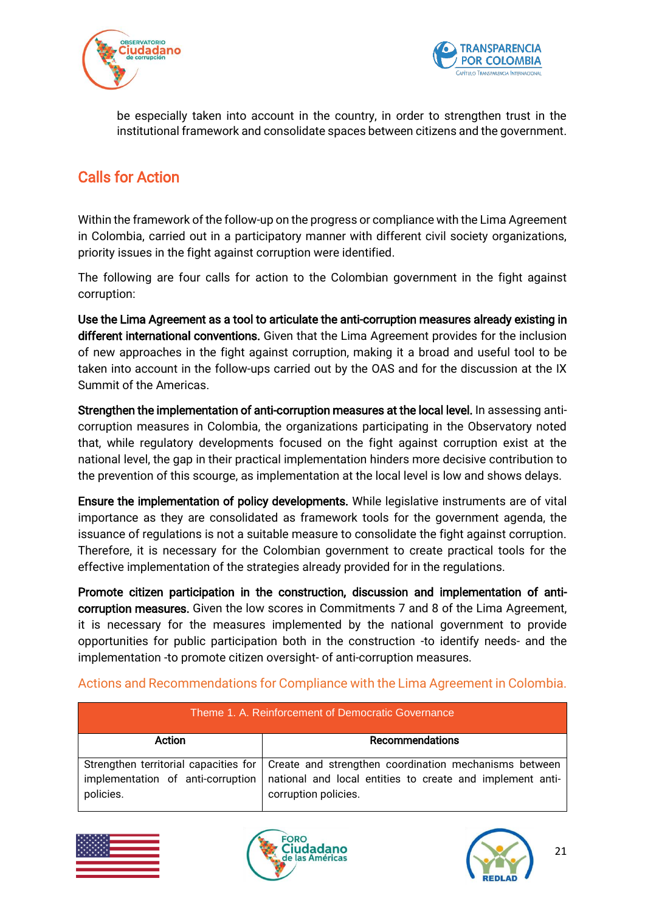be especially taken into account in the country, in order to strengthen trust in the institutional framework and consolidate spaces between citizens and the government.

## Calls for Action

Within the framework of the follow-up on the progress or compliance with the Lima Agreement in Colombia, carried out in a participatory manner with different civil society organizations, priority issues in the fight against corruption were identified.

The following are four calls for action to the Colombian government in the fight against corruption:

**Use the Lima Agreement as a tool to articulate the anti-corruption measures already existing in different international conventions.** Given that the Lima Agreement provides for the inclusion of new approaches in the fight against corruption, making it a broad and useful tool to be taken into account in the follow-ups carried out by the OAS and for the discussion at the IX Summit of the Americas.

**Strengthen the implementation of anti-corruption measures at the local level.** In assessing anti-corruption measures in Colombia, the organizations participating in the Observatory noted that, while regulatory developments focused on the fight against corruption exist at the national level, the gap in their practical implementation hinders more decisive contribution to the prevention of this scourge, as implementation at the local level is low and shows delays.

**Ensure the implementation of policy developments.** While legislative instruments are of vital importance as they are consolidated as framework tools for the government agenda, the issuance of regulations is not a suitable measure to consolidate the fight against corruption. Therefore, it is necessary for the Colombian government to create practical tools for the effective implementation of the strategies already provided for in the regulations.

**Promote citizen participation in the construction, discussion and implementation of anti-corruption measures.** Given the low scores in Commitments 7 and 8 of the Lima Agreement, it is necessary for the measures implemented by the national government to provide opportunities for public participation both in the construction -to identify needs- and the implementation -to promote citizen oversight- of anti-corruption measures.

### Actions and Recommendations for Compliance with the Lima Agreement in Colombia.

| Theme 1. A. Reinforcement of Democratic Governance | |
|---|---|
| **Action** | **Recommendations** |
| Strengthen territorial capacities for implementation of anti-corruption policies. | Create and strengthen coordination mechanisms between national and local entities to create and implement anti-corruption policies. |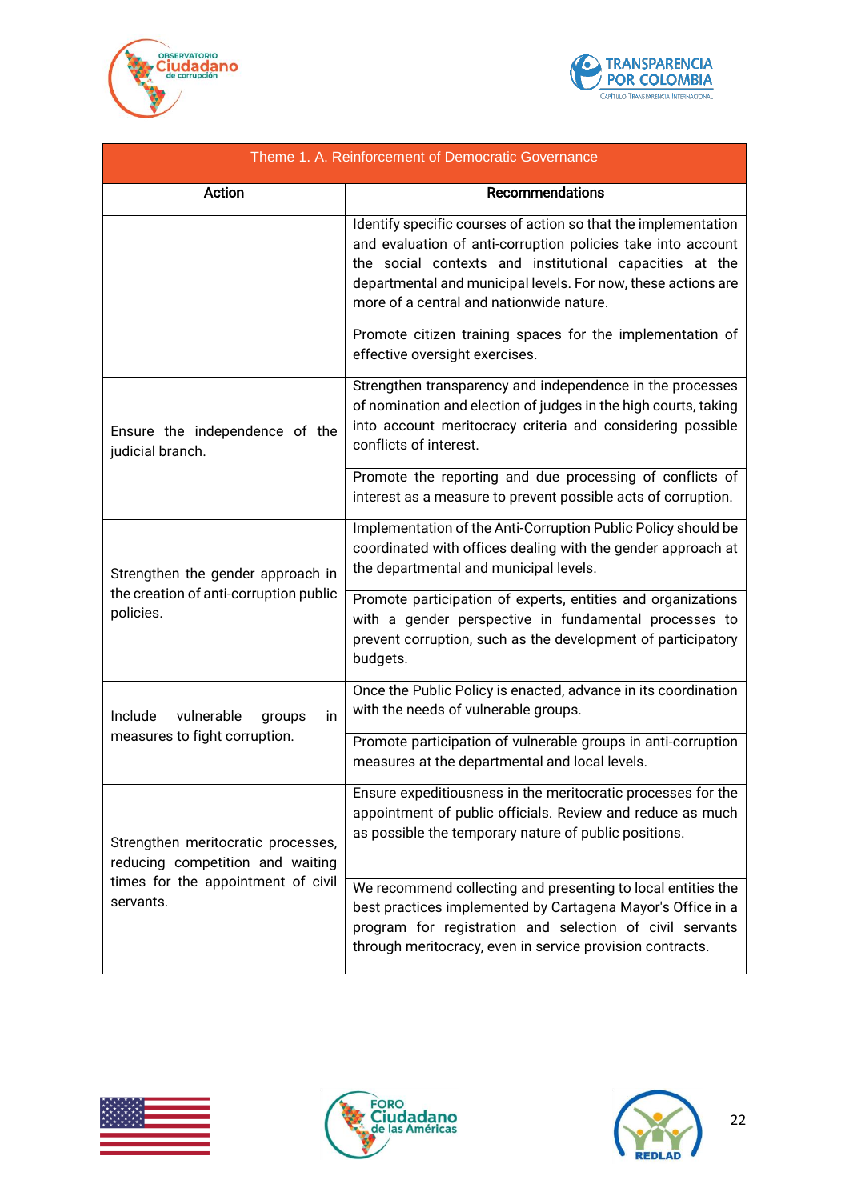| Theme 1. A. Reinforcement of Democratic Governance | |
|---|---|
| **Action** | **Recommendations** |
| | Identify specific courses of action so that the implementation and evaluation of anti-corruption policies take into account the social contexts and institutional capacities at the departmental and municipal levels. For now, these actions are more of a central and nationwide nature. |
| | Promote citizen training spaces for the implementation of effective oversight exercises. |
| Ensure the independence of the judicial branch. | Strengthen transparency and independence in the processes of nomination and election of judges in the high courts, taking into account meritocracy criteria and considering possible conflicts of interest. |
| | Promote the reporting and due processing of conflicts of interest as a measure to prevent possible acts of corruption. |
| Strengthen the gender approach in the creation of anti-corruption public policies. | Implementation of the Anti-Corruption Public Policy should be coordinated with offices dealing with the gender approach at the departmental and municipal levels. |
| | Promote participation of experts, entities and organizations with a gender perspective in fundamental processes to prevent corruption, such as the development of participatory budgets. |
| Include vulnerable groups in measures to fight corruption. | Once the Public Policy is enacted, advance in its coordination with the needs of vulnerable groups. |
| | Promote participation of vulnerable groups in anti-corruption measures at the departmental and local levels. |
| Strengthen meritocratic processes, reducing competition and waiting times for the appointment of civil servants. | Ensure expeditiousness in the meritocratic processes for the appointment of public officials. Review and reduce as much as possible the temporary nature of public positions. |
| | We recommend collecting and presenting to local entities the best practices implemented by Cartagena Mayor's Office in a program for registration and selection of civil servants through meritocracy, even in service provision contracts. |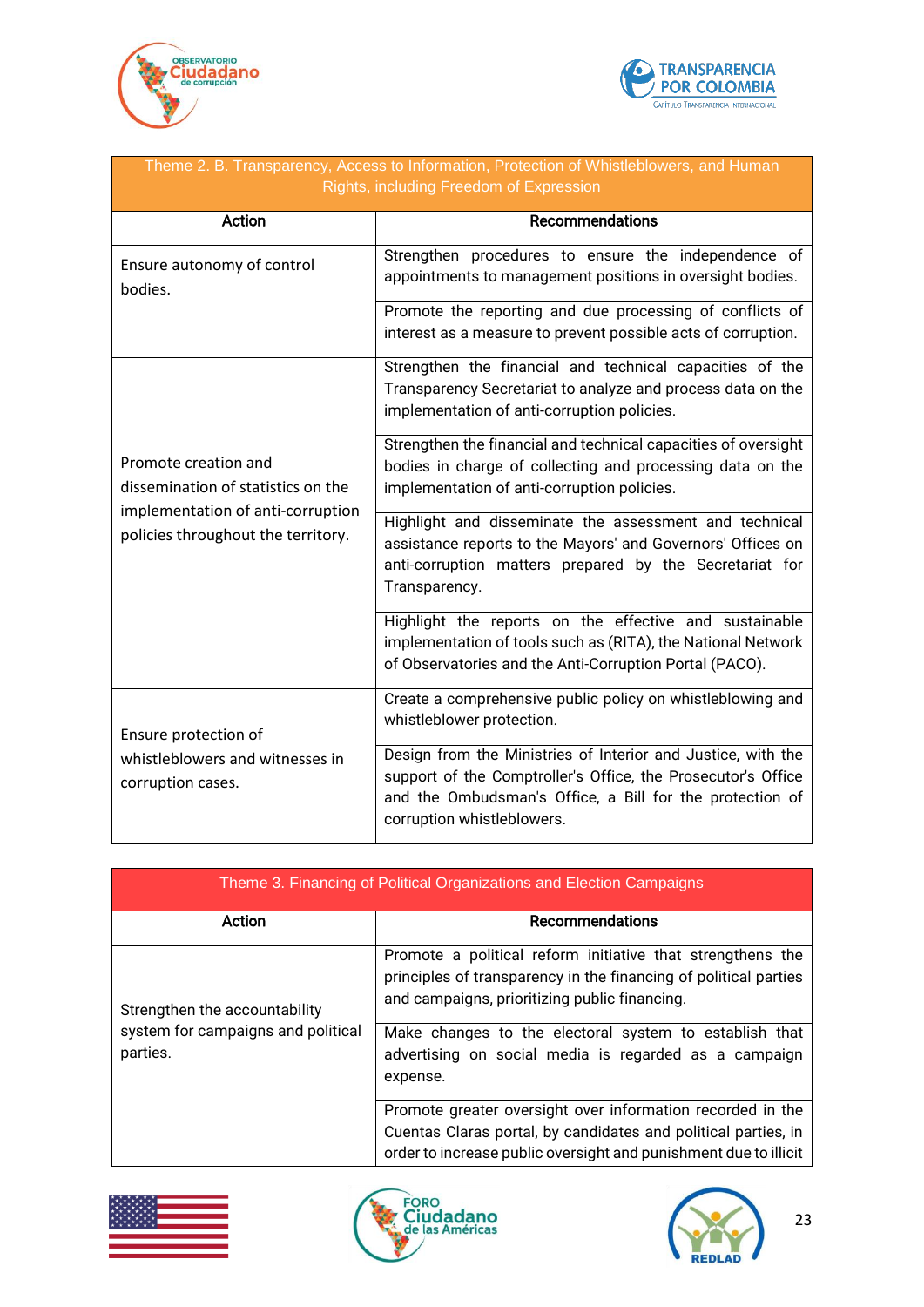| Theme 2. B. Transparency, Access to Information, Protection of Whistleblowers, and Human Rights, including Freedom of Expression | |
|---|---|
| **Action** | **Recommendations** |
| Ensure autonomy of control bodies. | Strengthen procedures to ensure the independence of appointments to management positions in oversight bodies. |
| | Promote the reporting and due processing of conflicts of interest as a measure to prevent possible acts of corruption. |
| Promote creation and dissemination of statistics on the implementation of anti-corruption policies throughout the territory. | Strengthen the financial and technical capacities of the Transparency Secretariat to analyze and process data on the implementation of anti-corruption policies. |
| | Strengthen the financial and technical capacities of oversight bodies in charge of collecting and processing data on the implementation of anti-corruption policies. |
| | Highlight and disseminate the assessment and technical assistance reports to the Mayors' and Governors' Offices on anti-corruption matters prepared by the Secretariat for Transparency. |
| | Highlight the reports on the effective and sustainable implementation of tools such as (RITA), the National Network of Observatories and the Anti-Corruption Portal (PACO). |
| Ensure protection of whistleblowers and witnesses in corruption cases. | Create a comprehensive public policy on whistleblowing and whistleblower protection. |
| | Design from the Ministries of Interior and Justice, with the support of the Comptroller's Office, the Prosecutor's Office and the Ombudsman's Office, a Bill for the protection of corruption whistleblowers. |

| Theme 3. Financing of Political Organizations and Election Campaigns | |
|---|---|
| **Action** | **Recommendations** |
| Strengthen the accountability system for campaigns and political parties. | Promote a political reform initiative that strengthens the principles of transparency in the financing of political parties and campaigns, prioritizing public financing. |
| | Make changes to the electoral system to establish that advertising on social media is regarded as a campaign expense. |
| | Promote greater oversight over information recorded in the Cuentas Claras portal, by candidates and political parties, in order to increase public oversight and punishment due to illicit |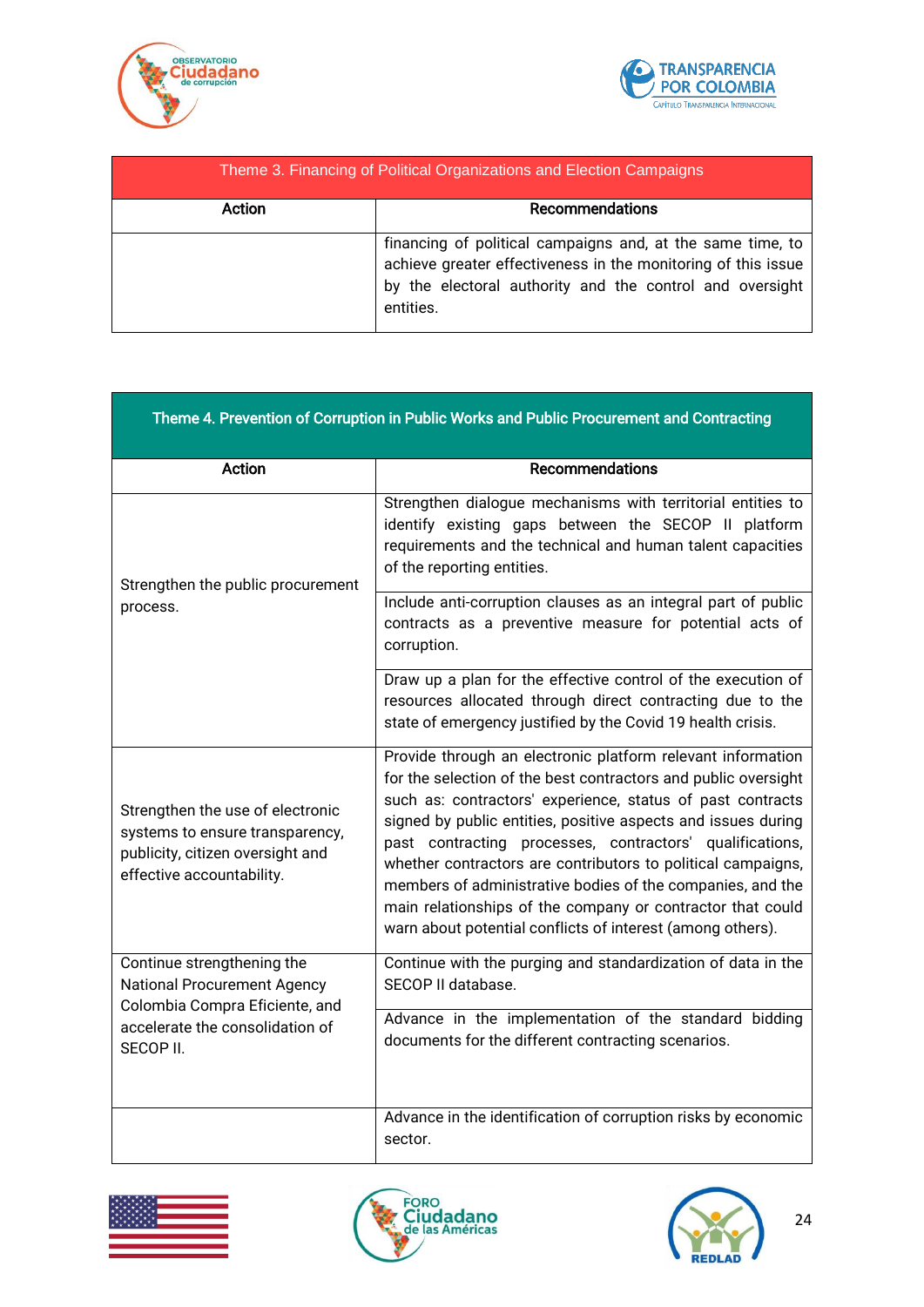| Theme 3. Financing of Political Organizations and Election Campaigns | |
|---|---|
| **Action** | **Recommendations** |
| | financing of political campaigns and, at the same time, to achieve greater effectiveness in the monitoring of this issue by the electoral authority and the control and oversight entities. |

| Theme 4. Prevention of Corruption in Public Works and Public Procurement and Contracting | |
|---|---|
| **Action** | **Recommendations** |
| Strengthen the public procurement process. | Strengthen dialogue mechanisms with territorial entities to identify existing gaps between the SECOP II platform requirements and the technical and human talent capacities of the reporting entities. |
| | Include anti-corruption clauses as an integral part of public contracts as a preventive measure for potential acts of corruption. |
| | Draw up a plan for the effective control of the execution of resources allocated through direct contracting due to the state of emergency justified by the Covid 19 health crisis. |
| Strengthen the use of electronic systems to ensure transparency, publicity, citizen oversight and effective accountability. | Provide through an electronic platform relevant information for the selection of the best contractors and public oversight such as: contractors' experience, status of past contracts signed by public entities, positive aspects and issues during past contracting processes, contractors' qualifications, whether contractors are contributors to political campaigns, members of administrative bodies of the companies, and the main relationships of the company or contractor that could warn about potential conflicts of interest (among others). |
| Continue strengthening the National Procurement Agency Colombia Compra Eficiente, and accelerate the consolidation of SECOP II. | Continue with the purging and standardization of data in the SECOP II database. |
| | Advance in the implementation of the standard bidding documents for the different contracting scenarios. |
| | Advance in the identification of corruption risks by economic sector. |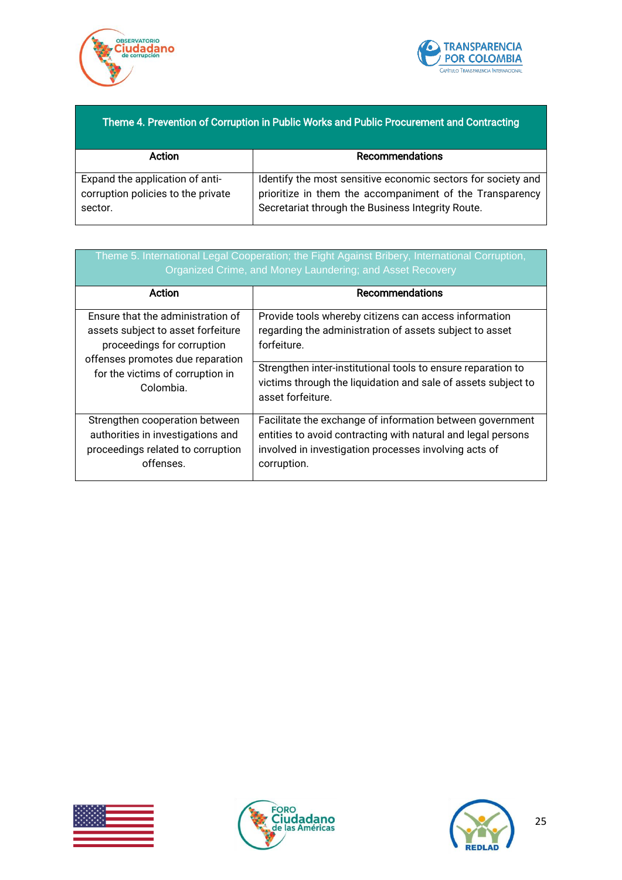| Theme 4. Prevention of Corruption in Public Works and Public Procurement and Contracting | |
|---|---|
| **Action** | **Recommendations** |
| Expand the application of anti-corruption policies to the private sector. | Identify the most sensitive economic sectors for society and prioritize in them the accompaniment of the Transparency Secretariat through the Business Integrity Route. |

| Theme 5. International Legal Cooperation; the Fight Against Bribery, International Corruption, Organized Crime, and Money Laundering; and Asset Recovery | |
|---|---|
| **Action** | **Recommendations** |
| Ensure that the administration of assets subject to asset forfeiture proceedings for corruption offenses promotes due reparation for the victims of corruption in Colombia. | Provide tools whereby citizens can access information regarding the administration of assets subject to asset forfeiture. |
| | Strengthen inter-institutional tools to ensure reparation to victims through the liquidation and sale of assets subject to asset forfeiture. |
| Strengthen cooperation between authorities in investigations and proceedings related to corruption offenses. | Facilitate the exchange of information between government entities to avoid contracting with natural and legal persons involved in investigation processes involving acts of corruption. |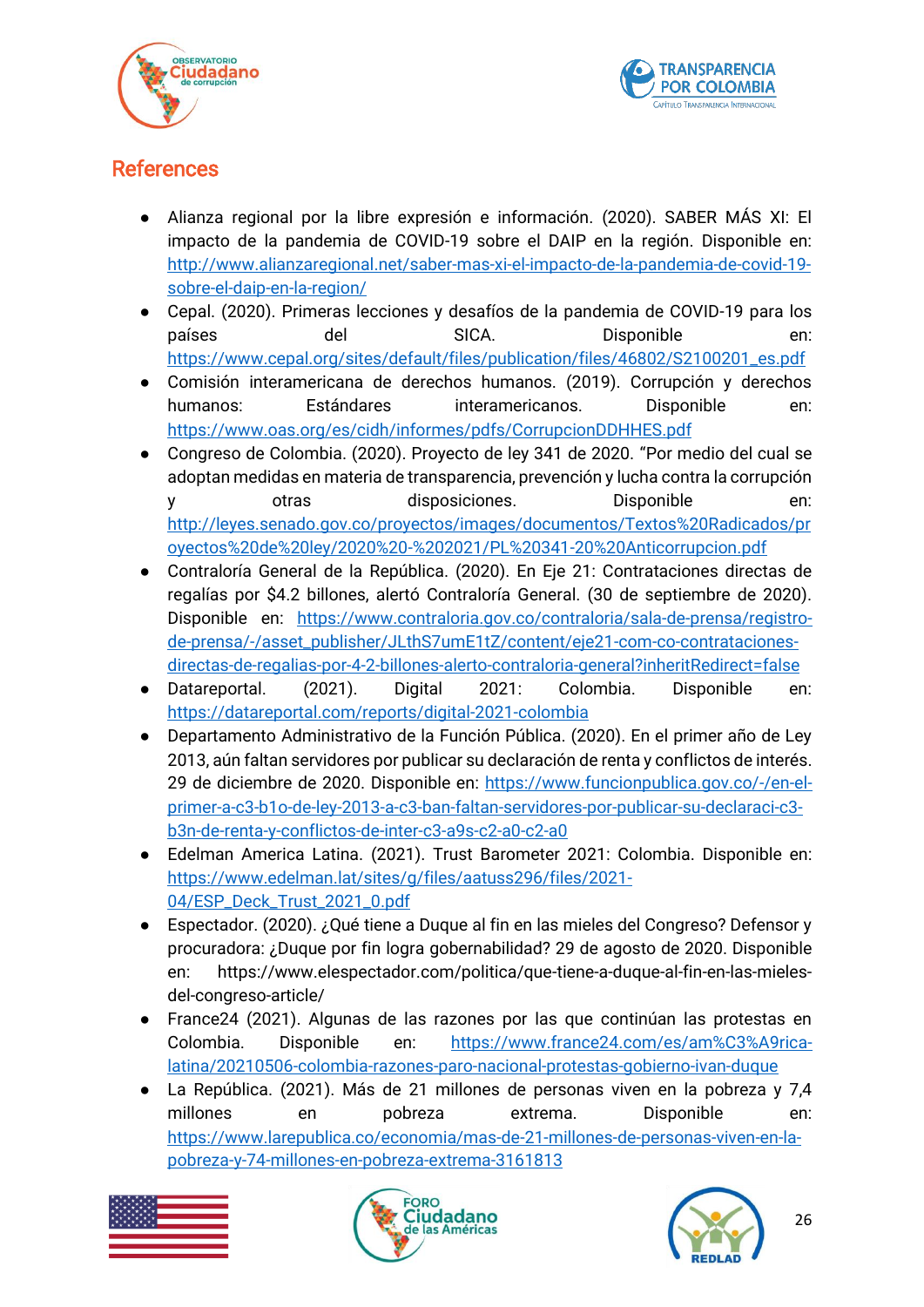## References

- Alianza regional por la libre expresión e información. (2020). SABER MÁS XI: El impacto de la pandemia de COVID-19 sobre el DAIP en la región. Disponible en: http://www.alianzaregional.net/saber-mas-xi-el-impacto-de-la-pandemia-de-covid-19-sobre-el-daip-en-la-region/
- Cepal. (2020). Primeras lecciones y desafíos de la pandemia de COVID-19 para los países del SICA. Disponible en: https://www.cepal.org/sites/default/files/publication/files/46802/S2100201_es.pdf
- Comisión interamericana de derechos humanos. (2019). Corrupción y derechos humanos: Estándares interamericanos. Disponible en: https://www.oas.org/es/cidh/informes/pdfs/CorrupcionDDHHES.pdf
- Congreso de Colombia. (2020). Proyecto de ley 341 de 2020. "Por medio del cual se adoptan medidas en materia de transparencia, prevención y lucha contra la corrupción y otras disposiciones. Disponible en: http://leyes.senado.gov.co/proyectos/images/documentos/Textos%20Radicados/proyectos%20de%20ley/2020%20-%202021/PL%20341-20%20Anticorrupcion.pdf
- Contraloría General de la República. (2020). En Eje 21: Contrataciones directas de regalías por $4.2 billones, alertó Contraloría General. (30 de septiembre de 2020). Disponible en: https://www.contraloria.gov.co/contraloria/sala-de-prensa/registro-de-prensa/-/asset_publisher/JLthS7umE1tZ/content/eje21-com-co-contrataciones-directas-de-regalias-por-4-2-billones-alerto-contraloria-general?inheritRedirect=false
- Datareportal. (2021). Digital 2021: Colombia. Disponible en: https://datareportal.com/reports/digital-2021-colombia
- Departamento Administrativo de la Función Pública. (2020). En el primer año de Ley 2013, aún faltan servidores por publicar su declaración de renta y conflictos de interés. 29 de diciembre de 2020. Disponible en: https://www.funcionpublica.gov.co/-/en-el-primer-a-c3-b1o-de-ley-2013-a-c3-ban-faltan-servidores-por-publicar-su-declaraci-c3-b3n-de-renta-y-conflictos-de-inter-c3-a9s-c2-a0-c2-a0
- Edelman America Latina. (2021). Trust Barometer 2021: Colombia. Disponible en: https://www.edelman.lat/sites/g/files/aatuss296/files/2021-04/ESP_Deck_Trust_2021_0.pdf
- Espectador. (2020). ¿Qué tiene a Duque al fin en las mieles del Congreso? Defensor y procuradora: ¿Duque por fin logra gobernabilidad? 29 de agosto de 2020. Disponible en: https://www.elespectador.com/politica/que-tiene-a-duque-al-fin-en-las-mieles-del-congreso-article/
- France24 (2021). Algunas de las razones por las que continúan las protestas en Colombia. Disponible en: https://www.france24.com/es/am%C3%A9rica-latina/20210506-colombia-razones-paro-nacional-protestas-gobierno-ivan-duque
- La República. (2021). Más de 21 millones de personas viven en la pobreza y 7,4 millones en pobreza extrema. Disponible en: https://www.larepublica.co/economia/mas-de-21-millones-de-personas-viven-en-la-pobreza-y-74-millones-en-pobreza-extrema-3161813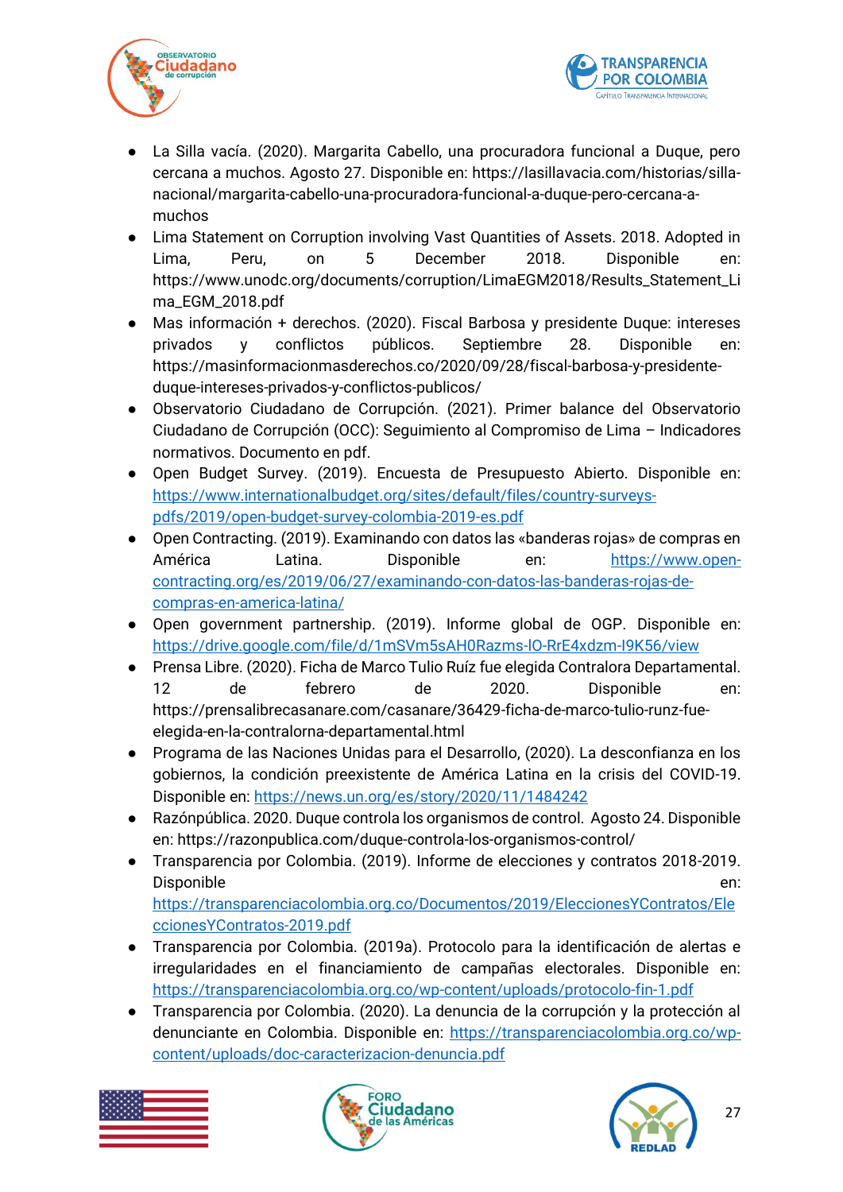- La Silla vacía. (2020). Margarita Cabello, una procuradora funcional a Duque, pero cercana a muchos. Agosto 27. Disponible en: https://lasillavacia.com/historias/silla-nacional/margarita-cabello-una-procuradora-funcional-a-duque-pero-cercana-a-muchos
- Lima Statement on Corruption involving Vast Quantities of Assets. 2018. Adopted in Lima, Peru, on 5 December 2018. Disponible en: https://www.unodc.org/documents/corruption/LimaEGM2018/Results_Statement_Lima_EGM_2018.pdf
- Mas información + derechos. (2020). Fiscal Barbosa y presidente Duque: intereses privados y conflictos públicos. Septiembre 28. Disponible en: https://masinformacionmasderechos.co/2020/09/28/fiscal-barbosa-y-presidente-duque-intereses-privados-y-conflictos-publicos/
- Observatorio Ciudadano de Corrupción. (2021). Primer balance del Observatorio Ciudadano de Corrupción (OCC): Seguimiento al Compromiso de Lima – Indicadores normativos. Documento en pdf.
- Open Budget Survey. (2019). Encuesta de Presupuesto Abierto. Disponible en: https://www.internationalbudget.org/sites/default/files/country-surveys-pdfs/2019/open-budget-survey-colombia-2019-es.pdf
- Open Contracting. (2019). Examinando con datos las «banderas rojas» de compras en América Latina. Disponible en: https://www.open-contracting.org/es/2019/06/27/examinando-con-datos-las-banderas-rojas-de-compras-en-america-latina/
- Open government partnership. (2019). Informe global de OGP. Disponible en: https://drive.google.com/file/d/1mSVm5sAH0Razms-lO-RrE4xdzm-I9K56/view
- Prensa Libre. (2020). Ficha de Marco Tulio Ruíz fue elegida Contralora Departamental. 12 de febrero de 2020. Disponible en: https://prensalibrecasanare.com/casanare/36429-ficha-de-marco-tulio-runz-fue-elegida-en-la-contralorna-departamental.html
- Programa de las Naciones Unidas para el Desarrollo, (2020). La desconfianza en los gobiernos, la condición preexistente de América Latina en la crisis del COVID-19. Disponible en: https://news.un.org/es/story/2020/11/1484242
- Razónpública. 2020. Duque controla los organismos de control. Agosto 24. Disponible en: https://razonpublica.com/duque-controla-los-organismos-control/
- Transparencia por Colombia. (2019). Informe de elecciones y contratos 2018-2019. Disponible en: https://transparenciacolombia.org.co/Documentos/2019/EleccionesYContratos/EleccionesYContratos-2019.pdf
- Transparencia por Colombia. (2019a). Protocolo para la identificación de alertas e irregularidades en el financiamiento de campañas electorales. Disponible en: https://transparenciacolombia.org.co/wp-content/uploads/protocolo-fin-1.pdf
- Transparencia por Colombia. (2020). La denuncia de la corrupción y la protección al denunciante en Colombia. Disponible en: https://transparenciacolombia.org.co/wp-content/uploads/doc-caracterizacion-denuncia.pdf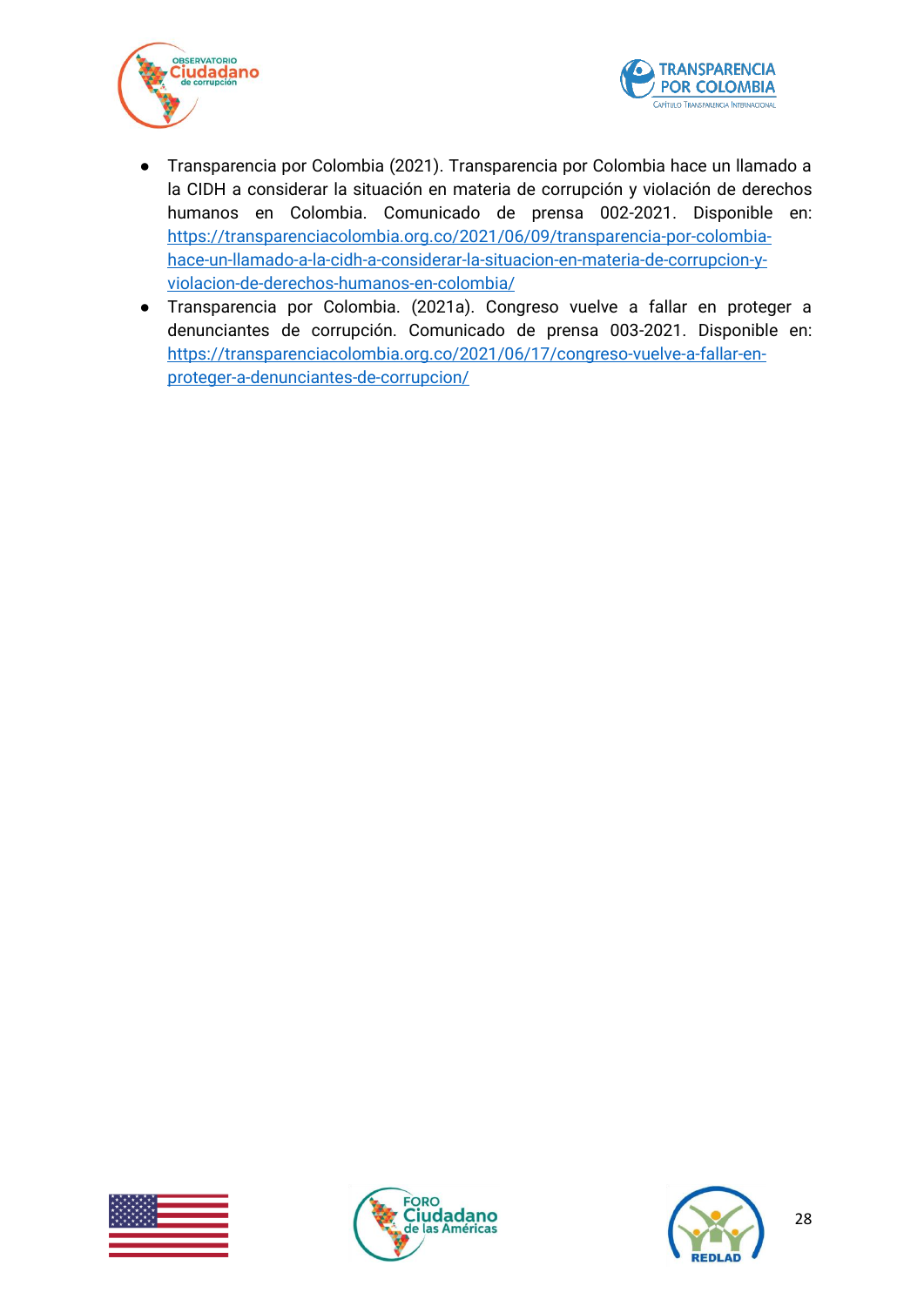- Transparencia por Colombia (2021). Transparencia por Colombia hace un llamado a la CIDH a considerar la situación en materia de corrupción y violación de derechos humanos en Colombia. Comunicado de prensa 002-2021. Disponible en: https://transparenciacolombia.org.co/2021/06/09/transparencia-por-colombia-hace-un-llamado-a-la-cidh-a-considerar-la-situacion-en-materia-de-corrupcion-y-violacion-de-derechos-humanos-en-colombia/
- Transparencia por Colombia. (2021a). Congreso vuelve a fallar en proteger a denunciantes de corrupción. Comunicado de prensa 003-2021. Disponible en: https://transparenciacolombia.org.co/2021/06/17/congreso-vuelve-a-fallar-en-proteger-a-denunciantes-de-corrupcion/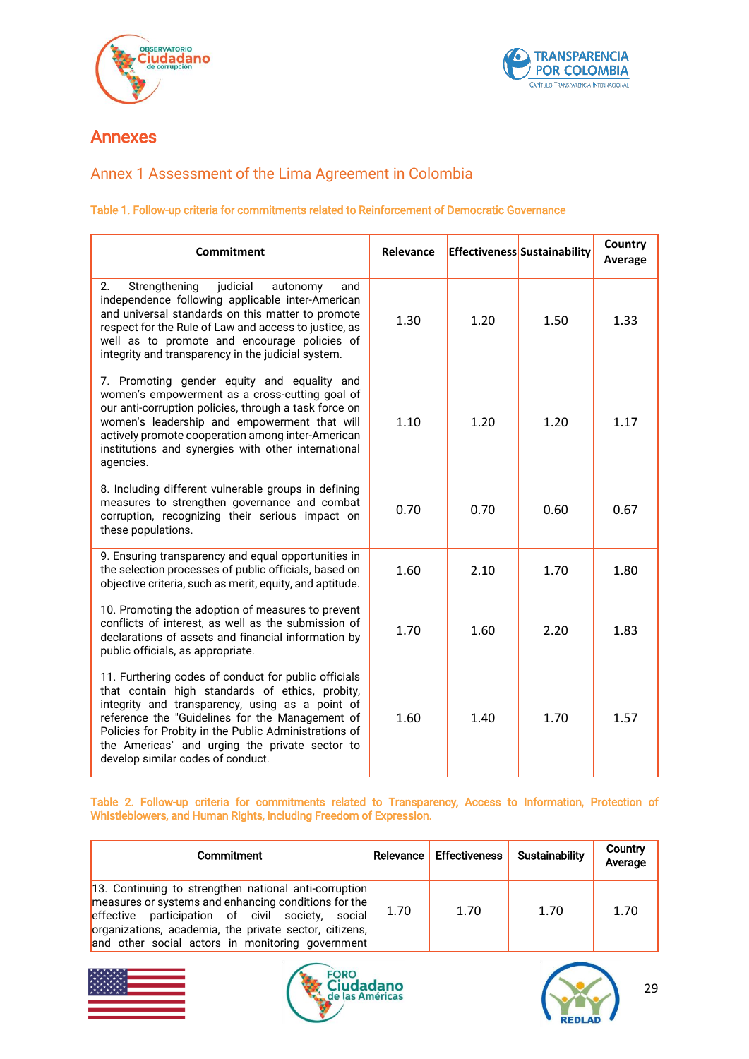# Annexes

## Annex 1 Assessment of the Lima Agreement in Colombia

### Table 1. Follow-up criteria for commitments related to Reinforcement of Democratic Governance

| Commitment | Relevance | Effectiveness | Sustainability | Country Average |
|---|---|---|---|---|
| 2. Strengthening judicial autonomy and independence following applicable inter-American and universal standards on this matter to promote respect for the Rule of Law and access to justice, as well as to promote and encourage policies of integrity and transparency in the judicial system. | 1.30 | 1.20 | 1.50 | 1.33 |
| 7. Promoting gender equity and equality and women's empowerment as a cross-cutting goal of our anti-corruption policies, through a task force on women's leadership and empowerment that will actively promote cooperation among inter-American institutions and synergies with other international agencies. | 1.10 | 1.20 | 1.20 | 1.17 |
| 8. Including different vulnerable groups in defining measures to strengthen governance and combat corruption, recognizing their serious impact on these populations. | 0.70 | 0.70 | 0.60 | 0.67 |
| 9. Ensuring transparency and equal opportunities in the selection processes of public officials, based on objective criteria, such as merit, equity, and aptitude. | 1.60 | 2.10 | 1.70 | 1.80 |
| 10. Promoting the adoption of measures to prevent conflicts of interest, as well as the submission of declarations of assets and financial information by public officials, as appropriate. | 1.70 | 1.60 | 2.20 | 1.83 |
| 11. Furthering codes of conduct for public officials that contain high standards of ethics, probity, integrity and transparency, using as a point of reference the "Guidelines for the Management of Policies for Probity in the Public Administrations of the Americas" and urging the private sector to develop similar codes of conduct. | 1.60 | 1.40 | 1.70 | 1.57 |

### Table 2. Follow-up criteria for commitments related to Transparency, Access to Information, Protection of Whistleblowers, and Human Rights, including Freedom of Expression.

| Commitment | Relevance | Effectiveness | Sustainability | Country Average |
|---|---|---|---|---|
| 13. Continuing to strengthen national anti-corruption measures or systems and enhancing conditions for the effective participation of civil society, social organizations, academia, the private sector, citizens, and other social actors in monitoring government | 1.70 | 1.70 | 1.70 | 1.70 |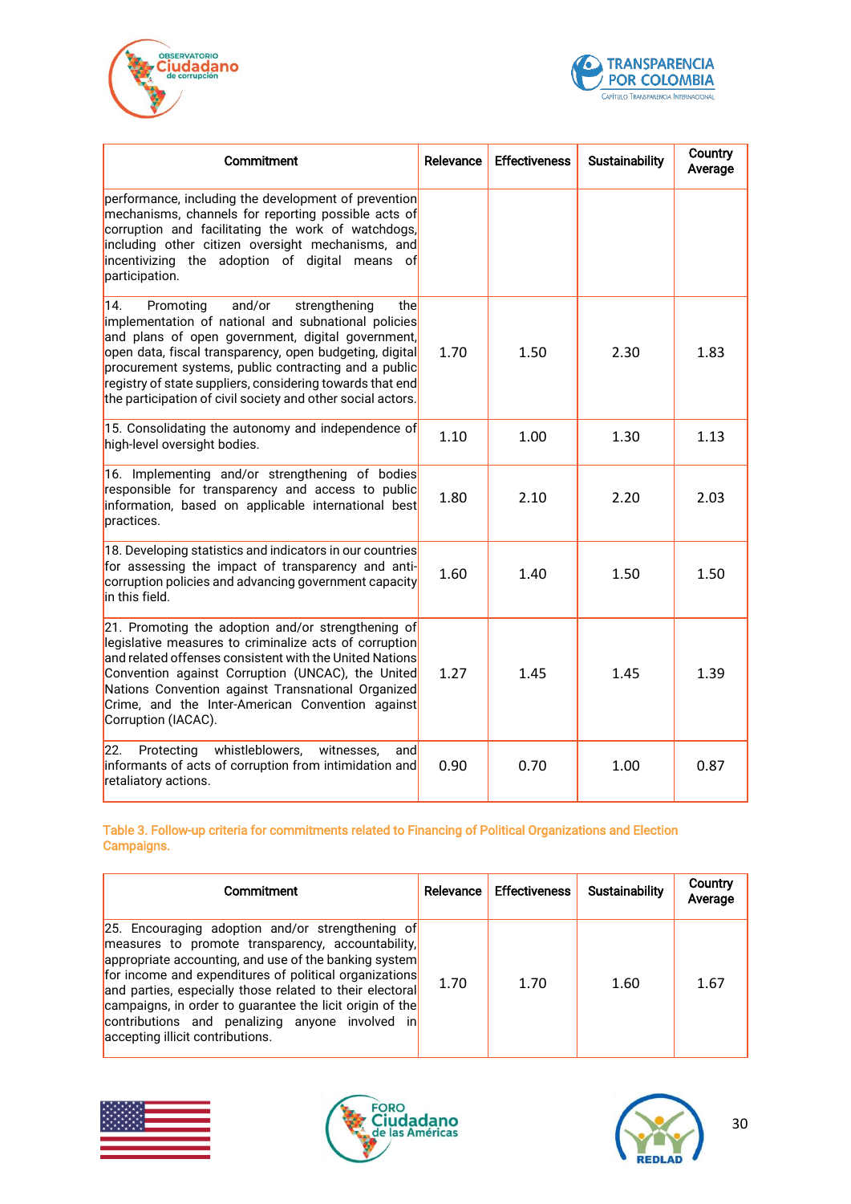| Commitment | Relevance | Effectiveness | Sustainability | Country Average |
|---|---|---|---|---|
| performance, including the development of prevention mechanisms, channels for reporting possible acts of corruption and facilitating the work of watchdogs, including other citizen oversight mechanisms, and incentivizing the adoption of digital means of participation. | | | | |
| 14. Promoting and/or strengthening the implementation of national and subnational policies and plans of open government, digital government, open data, fiscal transparency, open budgeting, digital procurement systems, public contracting and a public registry of state suppliers, considering towards that end the participation of civil society and other social actors. | 1.70 | 1.50 | 2.30 | 1.83 |
| 15. Consolidating the autonomy and independence of high-level oversight bodies. | 1.10 | 1.00 | 1.30 | 1.13 |
| 16. Implementing and/or strengthening of bodies responsible for transparency and access to public information, based on applicable international best practices. | 1.80 | 2.10 | 2.20 | 2.03 |
| 18. Developing statistics and indicators in our countries for assessing the impact of transparency and anti-corruption policies and advancing government capacity in this field. | 1.60 | 1.40 | 1.50 | 1.50 |
| 21. Promoting the adoption and/or strengthening of legislative measures to criminalize acts of corruption and related offenses consistent with the United Nations Convention against Corruption (UNCAC), the United Nations Convention against Transnational Organized Crime, and the Inter-American Convention against Corruption (IACAC). | 1.27 | 1.45 | 1.45 | 1.39 |
| 22. Protecting whistleblowers, witnesses, and informants of acts of corruption from intimidation and retaliatory actions. | 0.90 | 0.70 | 1.00 | 0.87 |

**Table 3. Follow-up criteria for commitments related to Financing of Political Organizations and Election Campaigns.**

| Commitment | Relevance | Effectiveness | Sustainability | Country Average |
|---|---|---|---|---|
| 25. Encouraging adoption and/or strengthening of measures to promote transparency, accountability, appropriate accounting, and use of the banking system for income and expenditures of political organizations and parties, especially those related to their electoral campaigns, in order to guarantee the licit origin of the contributions and penalizing anyone involved in accepting illicit contributions. | 1.70 | 1.70 | 1.60 | 1.67 |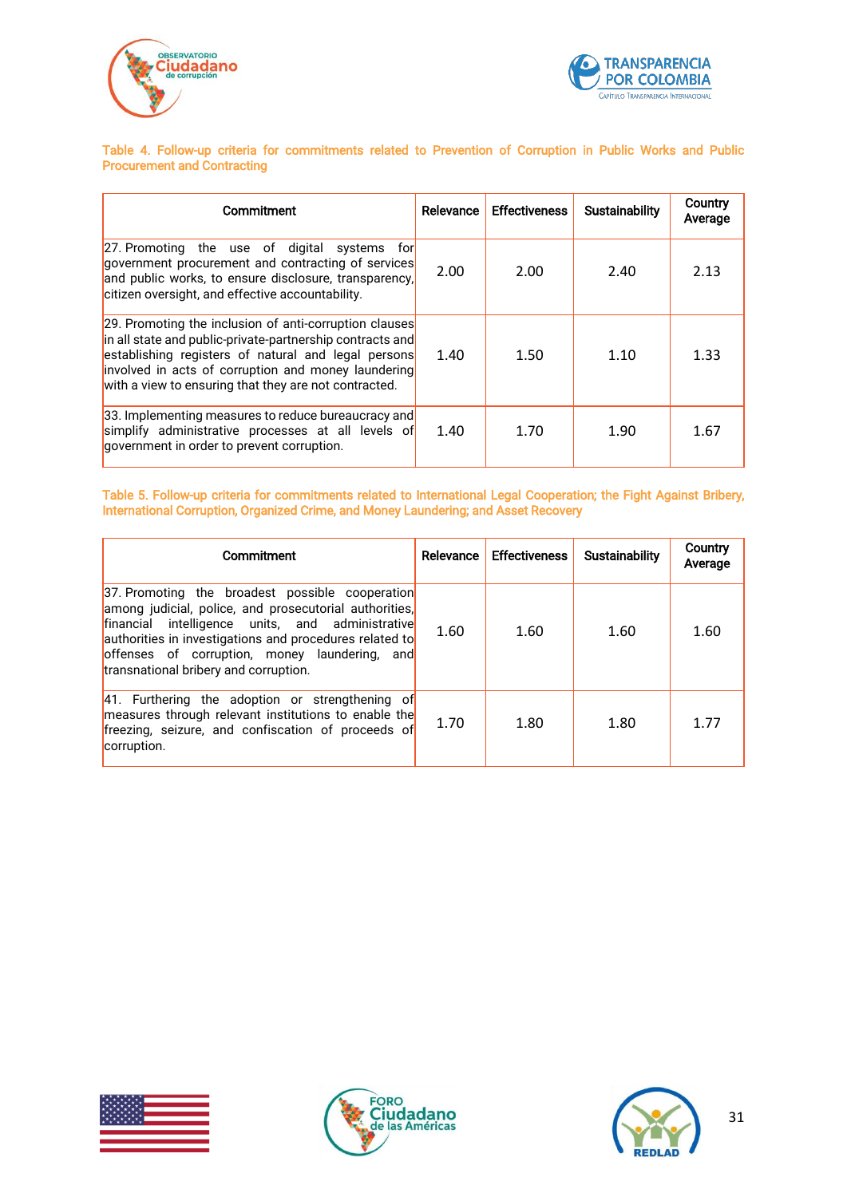Table 4. Follow-up criteria for commitments related to Prevention of Corruption in Public Works and Public Procurement and Contracting

| Commitment | Relevance | Effectiveness | Sustainability | Country Average |
|---|---|---|---|---|
| 27. Promoting the use of digital systems for government procurement and contracting of services and public works, to ensure disclosure, transparency, citizen oversight, and effective accountability. | 2.00 | 2.00 | 2.40 | 2.13 |
| 29. Promoting the inclusion of anti-corruption clauses in all state and public-private-partnership contracts and establishing registers of natural and legal persons involved in acts of corruption and money laundering with a view to ensuring that they are not contracted. | 1.40 | 1.50 | 1.10 | 1.33 |
| 33. Implementing measures to reduce bureaucracy and simplify administrative processes at all levels of government in order to prevent corruption. | 1.40 | 1.70 | 1.90 | 1.67 |

Table 5. Follow-up criteria for commitments related to International Legal Cooperation; the Fight Against Bribery, International Corruption, Organized Crime, and Money Laundering; and Asset Recovery

| Commitment | Relevance | Effectiveness | Sustainability | Country Average |
|---|---|---|---|---|
| 37. Promoting the broadest possible cooperation among judicial, police, and prosecutorial authorities, financial intelligence units, and administrative authorities in investigations and procedures related to offenses of corruption, money laundering, and transnational bribery and corruption. | 1.60 | 1.60 | 1.60 | 1.60 |
| 41. Furthering the adoption or strengthening of measures through relevant institutions to enable the freezing, seizure, and confiscation of proceeds of corruption. | 1.70 | 1.80 | 1.80 | 1.77 |